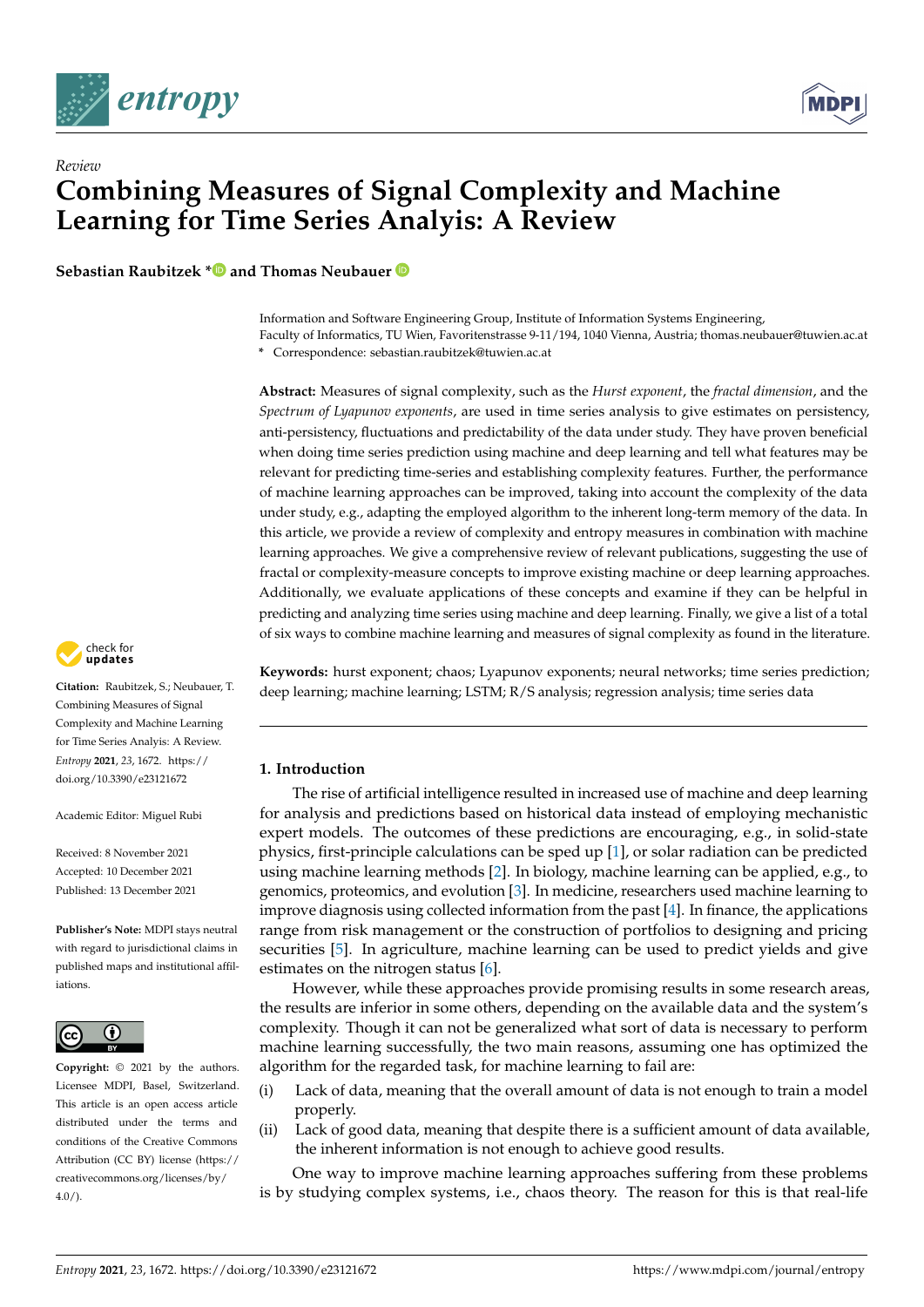*Review*

# Combining Measures of Signal Complexity and Machine Learning for Time Series Analyis: A Review

**Sebastian Raubitzek \* and Thomas Neubauer**

Information and Software Engineering Group, Institute of Information Systems Engineering, Faculty of Informatics, TU Wien, Favoritenstrasse 9-11/194, 1040 Vienna, Austria; thomas.neubauer@tuwien.ac.at

\* Correspondence: sebastian.raubitzek@tuwien.ac.at

**Abstract:** Measures of signal complexity, such as the *Hurst exponent*, the *fractal dimension*, and the *Spectrum of Lyapunov exponents*, are used in time series analysis to give estimates on persistency, anti-persistency, fluctuations and predictability of the data under study. They have proven beneficial when doing time series prediction using machine and deep learning and tell what features may be relevant for predicting time-series and establishing complexity features. Further, the performance of machine learning approaches can be improved, taking into account the complexity of the data under study, e.g., adapting the employed algorithm to the inherent long-term memory of the data. In this article, we provide a review of complexity and entropy measures in combination with machine learning approaches. We give a comprehensive review of relevant publications, suggesting the use of fractal or complexity-measure concepts to improve existing machine or deep learning approaches. Additionally, we evaluate applications of these concepts and examine if they can be helpful in predicting and analyzing time series using machine and deep learning. Finally, we give a list of a total of six ways to combine machine learning and measures of signal complexity as found in the literature.

**Keywords:** hurst exponent; chaos; Lyapunov exponents; neural networks; time series prediction; deep learning; machine learning; LSTM; R/S analysis; regression analysis; time series data

**Citation:** Raubitzek, S.; Neubauer, T. Combining Measures of Signal Complexity and Machine Learning for Time Series Analysis: A Review. *Entropy* **2021**, *23*, 1672. https://doi.org/10.3390/e23121672

Academic Editor: Miguel Rubi

Received: 8 November 2021
Accepted: 10 December 2021
Published: 13 December 2021

**Publisher's Note:** MDPI stays neutral with regard to jurisdictional claims in published maps and institutional affiliations.

**Copyright:** © 2021 by the authors. Licensee MDPI, Basel, Switzerland. This article is an open access article distributed under the terms and conditions of the Creative Commons Attribution (CC BY) license (https://creativecommons.org/licenses/by/4.0/).

## 1. Introduction

The rise of artificial intelligence resulted in increased use of machine and deep learning for analysis and predictions based on historical data instead of employing mechanistic expert models. The outcomes of these predictions are encouraging, e.g., in solid-state physics, first-principle calculations can be sped up [1], or solar radiation can be predicted using machine learning methods [2]. In biology, machine learning can be applied, e.g., to genomics, proteomics, and evolution [3]. In medicine, researchers used machine learning to improve diagnosis using collected information from the past [4]. In finance, the applications range from risk management or the construction of portfolios to designing and pricing securities [5]. In agriculture, machine learning can be used to predict yields and give estimates on the nitrogen status [6].

However, while these approaches provide promising results in some research areas, the results are inferior in some others, depending on the available data and the system's complexity. Though it can not be generalized what sort of data is necessary to perform machine learning successfully, the two main reasons, assuming one has optimized the algorithm for the regarded task, for machine learning to fail are:

(i) Lack of data, meaning that the overall amount of data is not enough to train a model properly.
(ii) Lack of good data, meaning that despite there is a sufficient amount of data available, the inherent information is not enough to achieve good results.

One way to improve machine learning approaches suffering from these problems is by studying complex systems, i.e., chaos theory. The reason for this is that real-life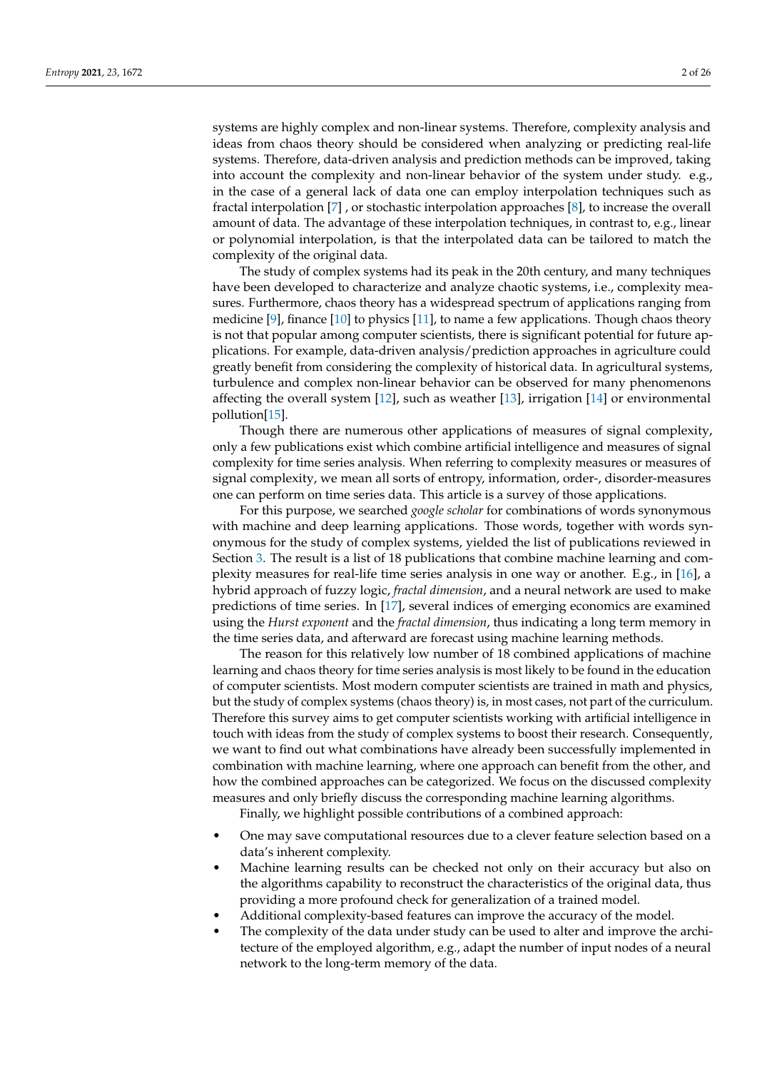systems are highly complex and non-linear systems. Therefore, complexity analysis and ideas from chaos theory should be considered when analyzing or predicting real-life systems. Therefore, data-driven analysis and prediction methods can be improved, taking into account the complexity and non-linear behavior of the system under study. e.g., in the case of a general lack of data one can employ interpolation techniques such as fractal interpolation [7] , or stochastic interpolation approaches [8], to increase the overall amount of data. The advantage of these interpolation techniques, in contrast to, e.g., linear or polynomial interpolation, is that the interpolated data can be tailored to match the complexity of the original data.

The study of complex systems had its peak in the 20th century, and many techniques have been developed to characterize and analyze chaotic systems, i.e., complexity measures. Furthermore, chaos theory has a widespread spectrum of applications ranging from medicine [9], finance [10] to physics [11], to name a few applications. Though chaos theory is not that popular among computer scientists, there is significant potential for future applications. For example, data-driven analysis/prediction approaches in agriculture could greatly benefit from considering the complexity of historical data. In agricultural systems, turbulence and complex non-linear behavior can be observed for many phenomenons affecting the overall system [12], such as weather [13], irrigation [14] or environmental pollution[15].

Though there are numerous other applications of measures of signal complexity, only a few publications exist which combine artificial intelligence and measures of signal complexity for time series analysis. When referring to complexity measures or measures of signal complexity, we mean all sorts of entropy, information, order-, disorder-measures one can perform on time series data. This article is a survey of those applications.

For this purpose, we searched *google scholar* for combinations of words synonymous with machine and deep learning applications. Those words, together with words synonymous for the study of complex systems, yielded the list of publications reviewed in Section 3. The result is a list of 18 publications that combine machine learning and complexity measures for real-life time series analysis in one way or another. E.g., in [16], a hybrid approach of fuzzy logic, *fractal dimension*, and a neural network are used to make predictions of time series. In [17], several indices of emerging economics are examined using the *Hurst exponent* and the *fractal dimension*, thus indicating a long term memory in the time series data, and afterward are forecast using machine learning methods.

The reason for this relatively low number of 18 combined applications of machine learning and chaos theory for time series analysis is most likely to be found in the education of computer scientists. Most modern computer scientists are trained in math and physics, but the study of complex systems (chaos theory) is, in most cases, not part of the curriculum. Therefore this survey aims to get computer scientists working with artificial intelligence in touch with ideas from the study of complex systems to boost their research. Consequently, we want to find out what combinations have already been successfully implemented in combination with machine learning, where one approach can benefit from the other, and how the combined approaches can be categorized. We focus on the discussed complexity measures and only briefly discuss the corresponding machine learning algorithms.

Finally, we highlight possible contributions of a combined approach:

- One may save computational resources due to a clever feature selection based on a data's inherent complexity.
- Machine learning results can be checked not only on their accuracy but also on the algorithms capability to reconstruct the characteristics of the original data, thus providing a more profound check for generalization of a trained model.
- Additional complexity-based features can improve the accuracy of the model.
- The complexity of the data under study can be used to alter and improve the architecture of the employed algorithm, e.g., adapt the number of input nodes of a neural network to the long-term memory of the data.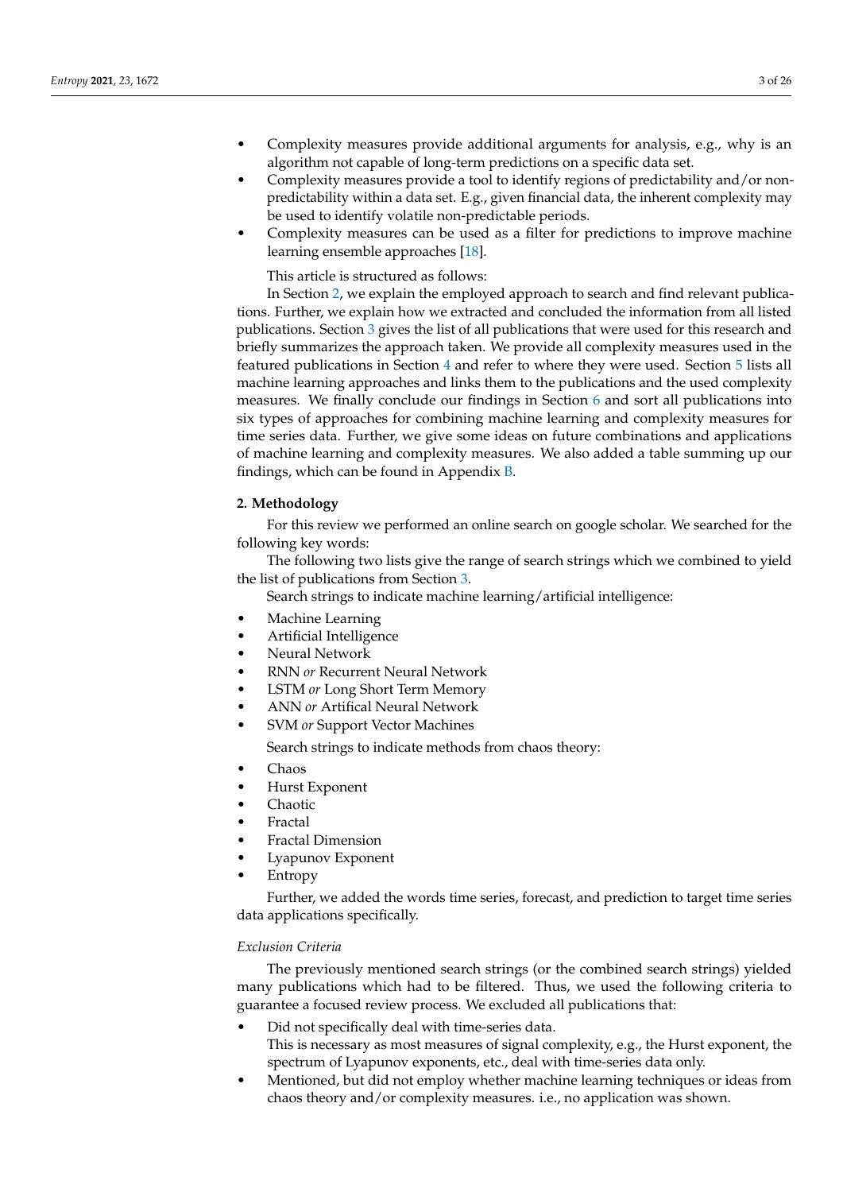- Complexity measures provide additional arguments for analysis, e.g., why is an algorithm not capable of long-term predictions on a specific data set.
- Complexity measures provide a tool to identify regions of predictability and/or non-predictability within a data set. E.g., given financial data, the inherent complexity may be used to identify volatile non-predictable periods.
- Complexity measures can be used as a filter for predictions to improve machine learning ensemble approaches [18].

This article is structured as follows:

In Section 2, we explain the employed approach to search and find relevant publications. Further, we explain how we extracted and concluded the information from all listed publications. Section 3 gives the list of all publications that were used for this research and briefly summarizes the approach taken. We provide all complexity measures used in the featured publications in Section 4 and refer to where they were used. Section 5 lists all machine learning approaches and links them to the publications and the used complexity measures. We finally conclude our findings in Section 6 and sort all publications into six types of approaches for combining machine learning and complexity measures for time series data. Further, we give some ideas on future combinations and applications of machine learning and complexity measures. We also added a table summing up our findings, which can be found in Appendix B.

## 2. Methodology

For this review we performed an online search on google scholar. We searched for the following key words:

The following two lists give the range of search strings which we combined to yield the list of publications from Section 3.

Search strings to indicate machine learning/artificial intelligence:

- Machine Learning
- Artificial Intelligence
- Neural Network
- RNN *or* Recurrent Neural Network
- LSTM *or* Long Short Term Memory
- ANN *or* Artifical Neural Network
- SVM *or* Support Vector Machines

Search strings to indicate methods from chaos theory:

- Chaos
- Hurst Exponent
- Chaotic
- Fractal
- Fractal Dimension
- Lyapunov Exponent
- Entropy

Further, we added the words time series, forecast, and prediction to target time series data applications specifically.

### *Exclusion Criteria*

The previously mentioned search strings (or the combined search strings) yielded many publications which had to be filtered. Thus, we used the following criteria to guarantee a focused review process. We excluded all publications that:

- Did not specifically deal with time-series data.
  This is necessary as most measures of signal complexity, e.g., the Hurst exponent, the spectrum of Lyapunov exponents, etc., deal with time-series data only.
- Mentioned, but did not employ whether machine learning techniques or ideas from chaos theory and/or complexity measures. i.e., no application was shown.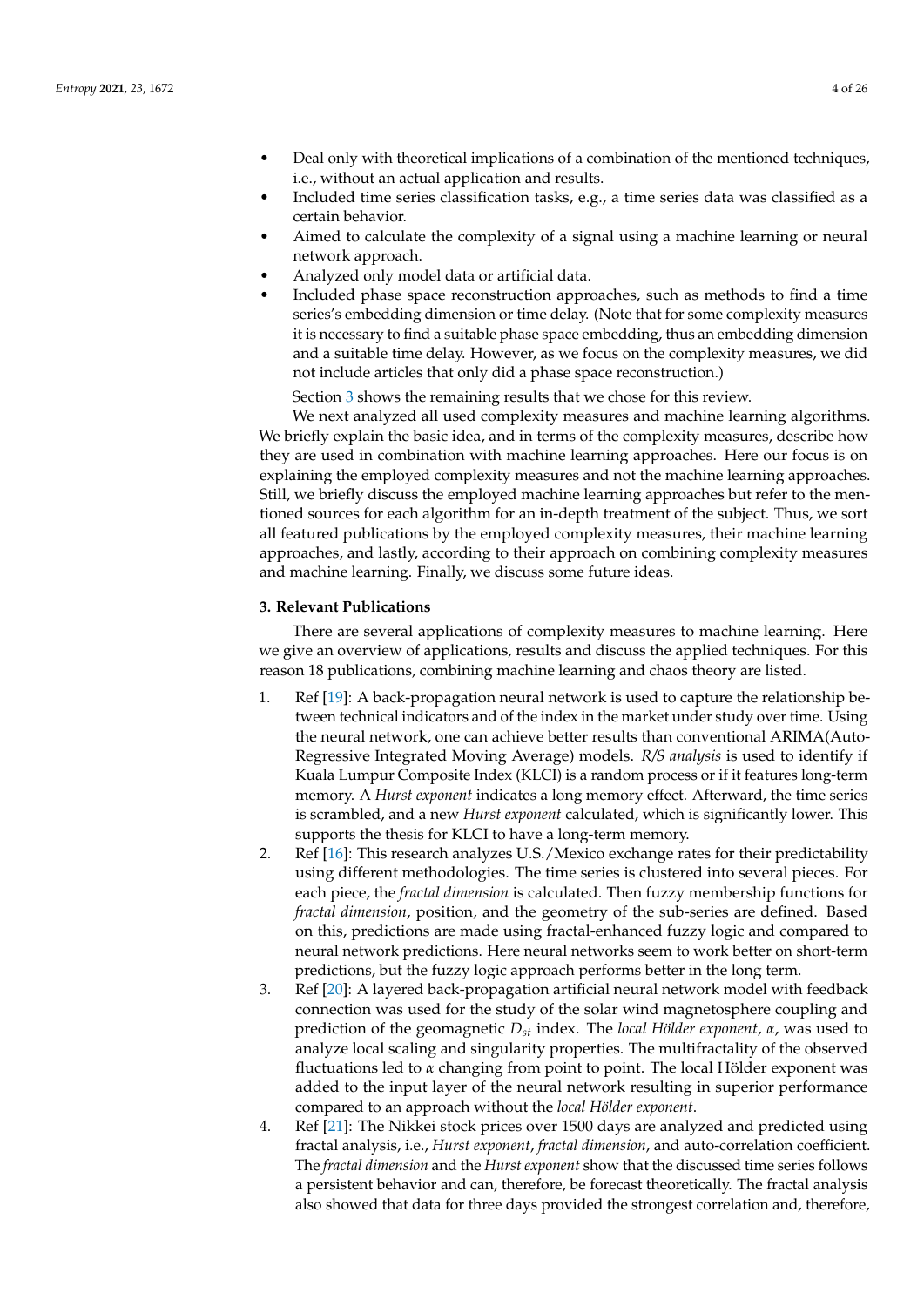- Deal only with theoretical implications of a combination of the mentioned techniques, i.e., without an actual application and results.
- Included time series classification tasks, e.g., a time series data was classified as a certain behavior.
- Aimed to calculate the complexity of a signal using a machine learning or neural network approach.
- Analyzed only model data or artificial data.
- Included phase space reconstruction approaches, such as methods to find a time series's embedding dimension or time delay. (Note that for some complexity measures it is necessary to find a suitable phase space embedding, thus an embedding dimension and a suitable time delay. However, as we focus on the complexity measures, we did not include articles that only did a phase space reconstruction.)

Section 3 shows the remaining results that we chose for this review.

We next analyzed all used complexity measures and machine learning algorithms. We briefly explain the basic idea, and in terms of the complexity measures, describe how they are used in combination with machine learning approaches. Here our focus is on explaining the employed complexity measures and not the machine learning approaches. Still, we briefly discuss the employed machine learning approaches but refer to the mentioned sources for each algorithm for an in-depth treatment of the subject. Thus, we sort all featured publications by the employed complexity measures, their machine learning approaches, and lastly, according to their approach on combining complexity measures and machine learning. Finally, we discuss some future ideas.

## 3. Relevant Publications

There are several applications of complexity measures to machine learning. Here we give an overview of applications, results and discuss the applied techniques. For this reason 18 publications, combining machine learning and chaos theory are listed.

1. Ref [19]: A back-propagation neural network is used to capture the relationship between technical indicators and of the index in the market under study over time. Using the neural network, one can achieve better results than conventional ARIMA(Auto-Regressive Integrated Moving Average) models. *R/S analysis* is used to identify if Kuala Lumpur Composite Index (KLCI) is a random process or if it features long-term memory. A *Hurst exponent* indicates a long memory effect. Afterward, the time series is scrambled, and a new *Hurst exponent* calculated, which is significantly lower. This supports the thesis for KLCI to have a long-term memory.
2. Ref [16]: This research analyzes U.S./Mexico exchange rates for their predictability using different methodologies. The time series is clustered into several pieces. For each piece, the *fractal dimension* is calculated. Then fuzzy membership functions for *fractal dimension*, position, and the geometry of the sub-series are defined. Based on this, predictions are made using fractal-enhanced fuzzy logic and compared to neural network predictions. Here neural networks seem to work better on short-term predictions, but the fuzzy logic approach performs better in the long term.
3. Ref [20]: A layered back-propagation artificial neural network model with feedback connection was used for the study of the solar wind magnetosphere coupling and prediction of the geomagnetic $D_{st}$ index. The *local Hölder exponent*, $\alpha$, was used to analyze local scaling and singularity properties. The multifractality of the observed fluctuations led to $\alpha$ changing from point to point. The local Hölder exponent was added to the input layer of the neural network resulting in superior performance compared to an approach without the *local Hölder exponent*.
4. Ref [21]: The Nikkei stock prices over 1500 days are analyzed and predicted using fractal analysis, i.e., *Hurst exponent*, *fractal dimension*, and auto-correlation coefficient. The *fractal dimension* and the *Hurst exponent* show that the discussed time series follows a persistent behavior and can, therefore, be forecast theoretically. The fractal analysis also showed that data for three days provided the strongest correlation and, therefore,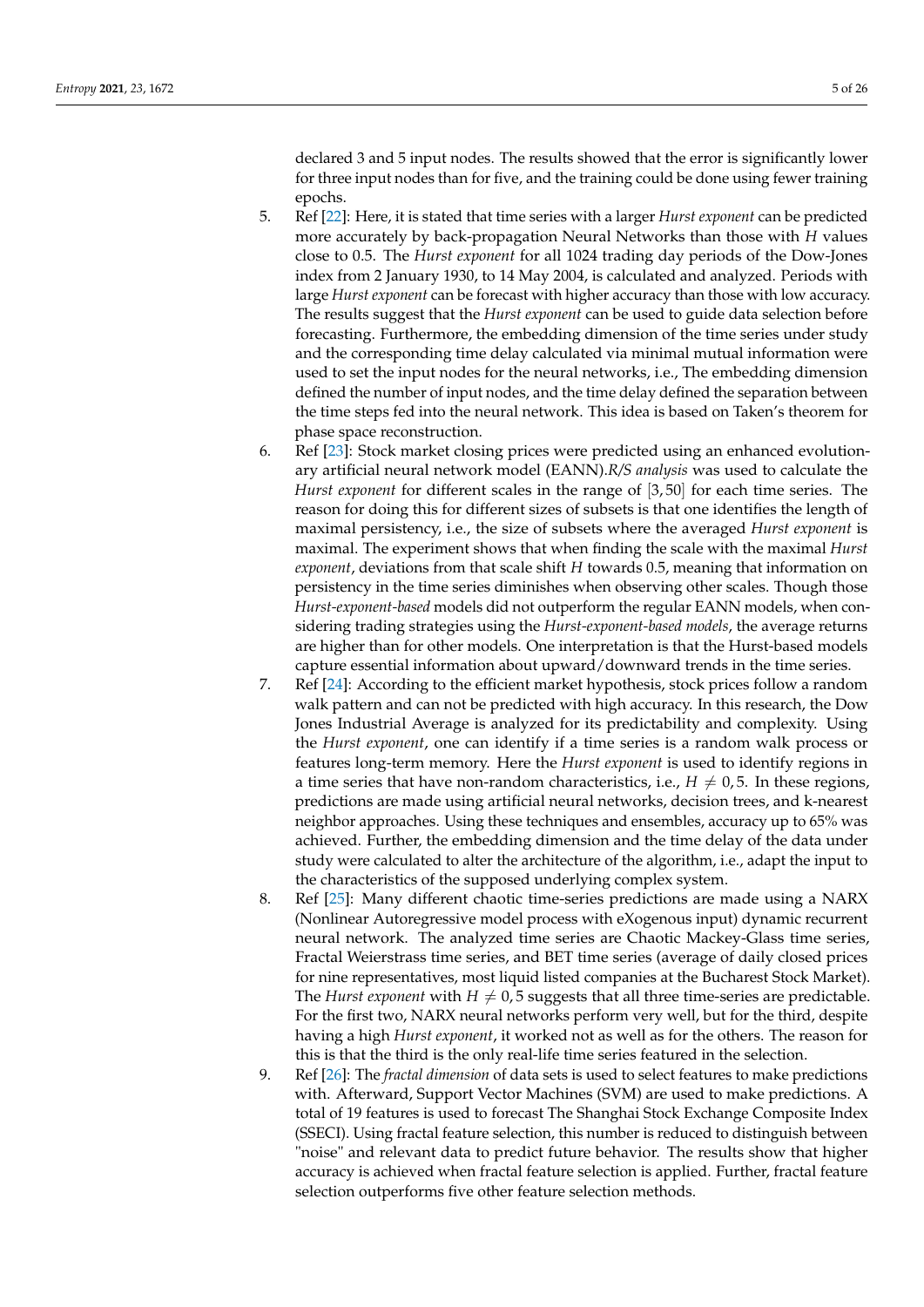declared 3 and 5 input nodes. The results showed that the error is significantly lower for three input nodes than for five, and the training could be done using fewer training epochs.

5. Ref [22]: Here, it is stated that time series with a larger *Hurst exponent* can be predicted more accurately by back-propagation Neural Networks than those with $H$ values close to 0.5. The *Hurst exponent* for all 1024 trading day periods of the Dow-Jones index from 2 January 1930, to 14 May 2004, is calculated and analyzed. Periods with large *Hurst exponent* can be forecast with higher accuracy than those with low accuracy. The results suggest that the *Hurst exponent* can be used to guide data selection before forecasting. Furthermore, the embedding dimension of the time series under study and the corresponding time delay calculated via minimal mutual information were used to set the input nodes for the neural networks, i.e., The embedding dimension defined the number of input nodes, and the time delay defined the separation between the time steps fed into the neural network. This idea is based on Taken's theorem for phase space reconstruction.
6. Ref [23]: Stock market closing prices were predicted using an enhanced evolutionary artificial neural network model (EANN).*R/S analysis* was used to calculate the *Hurst exponent* for different scales in the range of $[3, 50]$ for each time series. The reason for doing this for different sizes of subsets is that one identifies the length of maximal persistency, i.e., the size of subsets where the averaged *Hurst exponent* is maximal. The experiment shows that when finding the scale with the maximal *Hurst exponent*, deviations from that scale shift $H$ towards 0.5, meaning that information on persistency in the time series diminishes when observing other scales. Though those *Hurst-exponent-based* models did not outperform the regular EANN models, when considering trading strategies using the *Hurst-exponent-based models*, the average returns are higher than for other models. One interpretation is that the Hurst-based models capture essential information about upward/downward trends in the time series.
7. Ref [24]: According to the efficient market hypothesis, stock prices follow a random walk pattern and can not be predicted with high accuracy. In this research, the Dow Jones Industrial Average is analyzed for its predictability and complexity. Using the *Hurst exponent*, one can identify if a time series is a random walk process or features long-term memory. Here the *Hurst exponent* is used to identify regions in a time series that have non-random characteristics, i.e., $H \neq 0,5$. In these regions, predictions are made using artificial neural networks, decision trees, and k-nearest neighbor approaches. Using these techniques and ensembles, accuracy up to 65% was achieved. Further, the embedding dimension and the time delay of the data under study were calculated to alter the architecture of the algorithm, i.e., adapt the input to the characteristics of the supposed underlying complex system.
8. Ref [25]: Many different chaotic time-series predictions are made using a NARX (Nonlinear Autoregressive model process with eXogenous input) dynamic recurrent neural network. The analyzed time series are Chaotic Mackey-Glass time series, Fractal Weierstrass time series, and BET time series (average of daily closed prices for nine representatives, most liquid listed companies at the Bucharest Stock Market). The *Hurst exponent* with $H \neq 0,5$ suggests that all three time-series are predictable. For the first two, NARX neural networks perform very well, but for the third, despite having a high *Hurst exponent*, it worked not as well as for the others. The reason for this is that the third is the only real-life time series featured in the selection.
9. Ref [26]: The *fractal dimension* of data sets is used to select features to make predictions with. Afterward, Support Vector Machines (SVM) are used to make predictions. A total of 19 features is used to forecast The Shanghai Stock Exchange Composite Index (SSECI). Using fractal feature selection, this number is reduced to distinguish between "noise" and relevant data to predict future behavior. The results show that higher accuracy is achieved when fractal feature selection is applied. Further, fractal feature selection outperforms five other feature selection methods.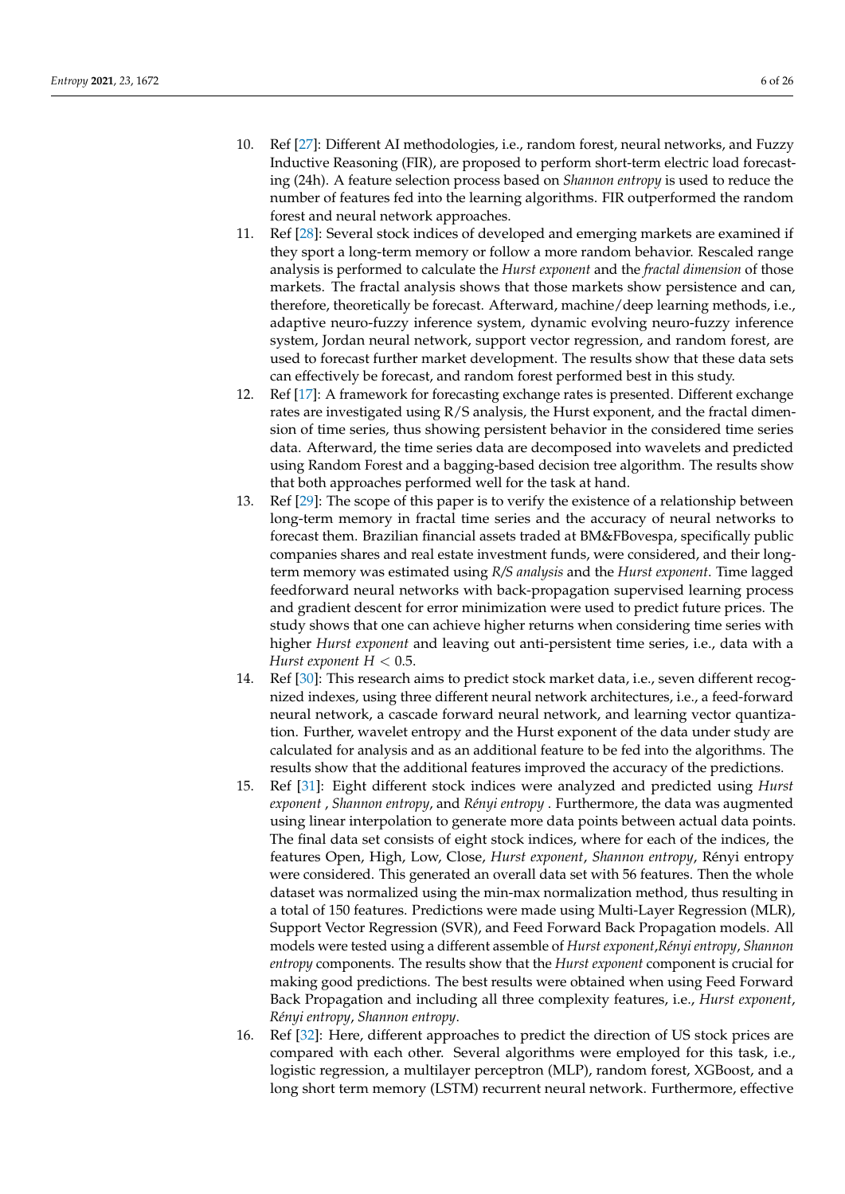10. Ref [27]: Different AI methodologies, i.e., random forest, neural networks, and Fuzzy Inductive Reasoning (FIR), are proposed to perform short-term electric load forecasting (24h). A feature selection process based on *Shannon entropy* is used to reduce the number of features fed into the learning algorithms. FIR outperformed the random forest and neural network approaches.
11. Ref [28]: Several stock indices of developed and emerging markets are examined if they sport a long-term memory or follow a more random behavior. Rescaled range analysis is performed to calculate the *Hurst exponent* and the *fractal dimension* of those markets. The fractal analysis shows that those markets show persistence and can, therefore, theoretically be forecast. Afterward, machine/deep learning methods, i.e., adaptive neuro-fuzzy inference system, dynamic evolving neuro-fuzzy inference system, Jordan neural network, support vector regression, and random forest, are used to forecast further market development. The results show that these data sets can effectively be forecast, and random forest performed best in this study.
12. Ref [17]: A framework for forecasting exchange rates is presented. Different exchange rates are investigated using R/S analysis, the Hurst exponent, and the fractal dimension of time series, thus showing persistent behavior in the considered time series data. Afterward, the time series data are decomposed into wavelets and predicted using Random Forest and a bagging-based decision tree algorithm. The results show that both approaches performed well for the task at hand.
13. Ref [29]: The scope of this paper is to verify the existence of a relationship between long-term memory in fractal time series and the accuracy of neural networks to forecast them. Brazilian financial assets traded at BM&FBovespa, specifically public companies shares and real estate investment funds, were considered, and their long-term memory was estimated using *R/S analysis* and the *Hurst exponent*. Time lagged feedforward neural networks with back-propagation supervised learning process and gradient descent for error minimization were used to predict future prices. The study shows that one can achieve higher returns when considering time series with higher *Hurst exponent* and leaving out anti-persistent time series, i.e., data with a *Hurst exponent* $H < 0.5$.
14. Ref [30]: This research aims to predict stock market data, i.e., seven different recognized indexes, using three different neural network architectures, i.e., a feed-forward neural network, a cascade forward neural network, and learning vector quantization. Further, wavelet entropy and the Hurst exponent of the data under study are calculated for analysis and as an additional feature to be fed into the algorithms. The results show that the additional features improved the accuracy of the predictions.
15. Ref [31]: Eight different stock indices were analyzed and predicted using *Hurst exponent* , *Shannon entropy*, and *Rényi entropy* . Furthermore, the data was augmented using linear interpolation to generate more data points between actual data points. The final data set consists of eight stock indices, where for each of the indices, the features Open, High, Low, Close, *Hurst exponent*, *Shannon entropy*, Rényi entropy were considered. This generated an overall data set with 56 features. Then the whole dataset was normalized using the min-max normalization method, thus resulting in a total of 150 features. Predictions were made using Multi-Layer Regression (MLR), Support Vector Regression (SVR), and Feed Forward Back Propagation models. All models were tested using a different assemble of *Hurst exponent*,*Rényi entropy*, *Shannon entropy* components. The results show that the *Hurst exponent* component is crucial for making good predictions. The best results were obtained when using Feed Forward Back Propagation and including all three complexity features, i.e., *Hurst exponent*, *Rényi entropy*, *Shannon entropy*.
16. Ref [32]: Here, different approaches to predict the direction of US stock prices are compared with each other. Several algorithms were employed for this task, i.e., logistic regression, a multilayer perceptron (MLP), random forest, XGBoost, and a long short term memory (LSTM) recurrent neural network. Furthermore, effective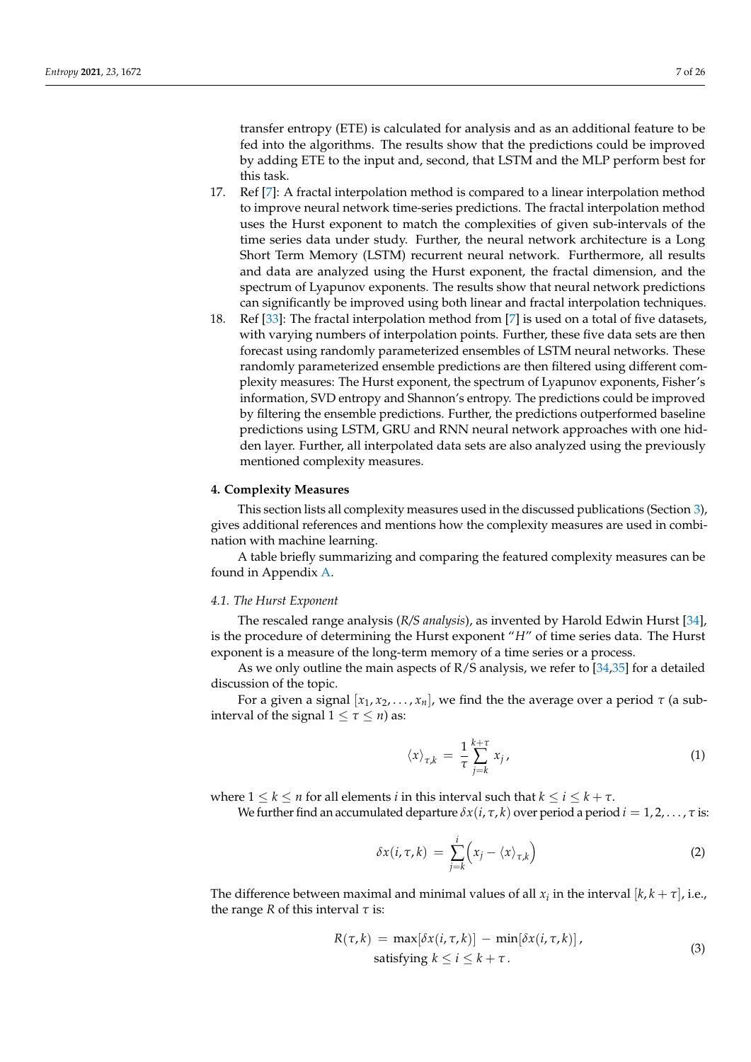transfer entropy (ETE) is calculated for analysis and as an additional feature to be fed into the algorithms. The results show that the predictions could be improved by adding ETE to the input and, second, that LSTM and the MLP perform best for this task.

17. Ref [7]: A fractal interpolation method is compared to a linear interpolation method to improve neural network time-series predictions. The fractal interpolation method uses the Hurst exponent to match the complexities of given sub-intervals of the time series data under study. Further, the neural network architecture is a Long Short Term Memory (LSTM) recurrent neural network. Furthermore, all results and data are analyzed using the Hurst exponent, the fractal dimension, and the spectrum of Lyapunov exponents. The results show that neural network predictions can significantly be improved using both linear and fractal interpolation techniques.
18. Ref [33]: The fractal interpolation method from [7] is used on a total of five datasets, with varying numbers of interpolation points. Further, these five data sets are then forecast using randomly parameterized ensembles of LSTM neural networks. These randomly parameterized ensemble predictions are then filtered using different complexity measures: The Hurst exponent, the spectrum of Lyapunov exponents, Fisher's information, SVD entropy and Shannon's entropy. The predictions could be improved by filtering the ensemble predictions. Further, the predictions outperformed baseline predictions using LSTM, GRU and RNN neural network approaches with one hidden layer. Further, all interpolated data sets are also analyzed using the previously mentioned complexity measures.

## 4. Complexity Measures

This section lists all complexity measures used in the discussed publications (Section 3), gives additional references and mentions how the complexity measures are used in combination with machine learning.

A table briefly summarizing and comparing the featured complexity measures can be found in Appendix A.

### 4.1. The Hurst Exponent

The rescaled range analysis (*R/S analysis*), as invented by Harold Edwin Hurst [34], is the procedure of determining the Hurst exponent "$H$" of time series data. The Hurst exponent is a measure of the long-term memory of a time series or a process.

As we only outline the main aspects of R/S analysis, we refer to [34,35] for a detailed discussion of the topic.

For a given a signal $[x_1, x_2, \ldots, x_n]$, we find the the average over a period $\tau$ (a sub-interval of the signal $1 \leq \tau \leq n$) as:

$$\langle x \rangle_{\tau,k} \;=\; \frac{1}{\tau} \sum_{j=k}^{k+\tau} x_j \,, \tag{1}$$

where $1 \leq k \leq n$ for all elements $i$ in this interval such that $k \leq i \leq k + \tau$.

We further find an accumulated departure $\delta x(i, \tau, k)$ over period a period $i = 1, 2, \ldots, \tau$ is:

$$\delta x(i, \tau, k) \;=\; \sum_{j=k}^{i} \left( x_j - \langle x \rangle_{\tau,k} \right) \tag{2}$$

The difference between maximal and minimal values of all $x_i$ in the interval $[k, k + \tau]$, i.e., the range $R$ of this interval $\tau$ is:

$$\begin{gathered} R(\tau, k) \;=\; \max[\delta x(i, \tau, k)] \;-\; \min[\delta x(i, \tau, k)] \,, \\ \text{satisfying } k \leq i \leq k + \tau \,. \end{gathered} \tag{3}$$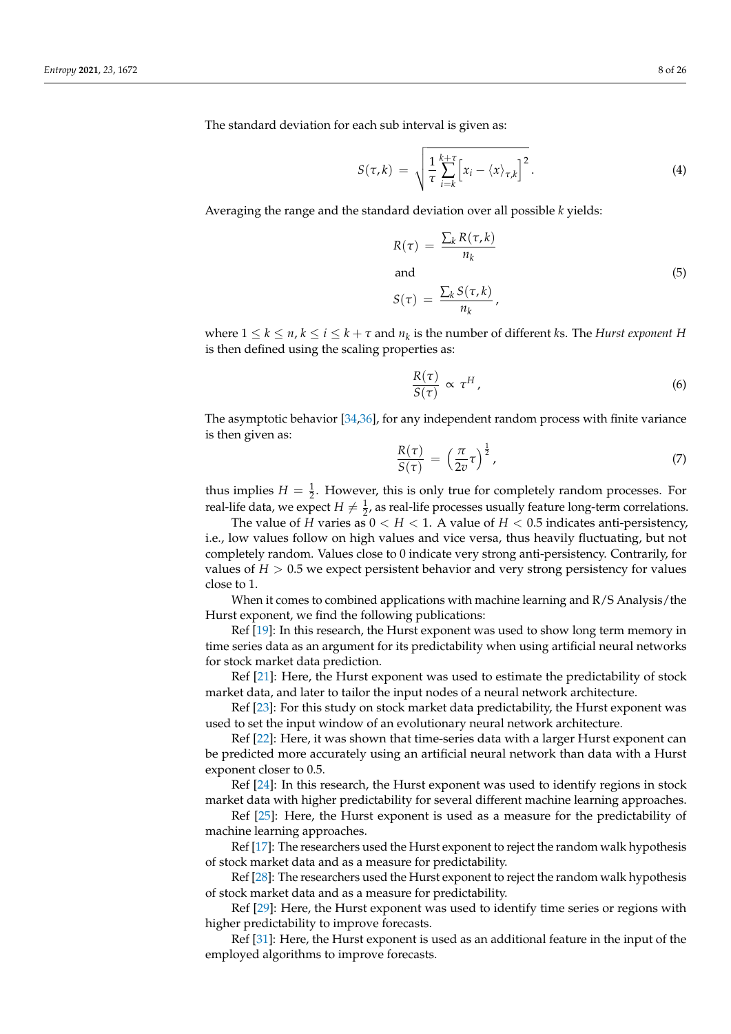The standard deviation for each sub interval is given as:

$$S(\tau, k) = \sqrt{\frac{1}{\tau} \sum_{i=k}^{k+\tau} \left[ x_i - \langle x \rangle_{\tau,k} \right]^2} . \tag{4}$$

Averaging the range and the standard deviation over all possible $k$ yields:

$$R(\tau) = \frac{\sum_k R(\tau, k)}{n_k}$$

and

$$S(\tau) = \frac{\sum_k S(\tau, k)}{n_k} , \tag{5}$$

where $1 \leq k \leq n, k \leq i \leq k + \tau$ and $n_k$ is the number of different $k$s. The *Hurst exponent H* is then defined using the scaling properties as:

$$\frac{R(\tau)}{S(\tau)} \propto \tau^H , \tag{6}$$

The asymptotic behavior [34,36], for any independent random process with finite variance is then given as:

$$\frac{R(\tau)}{S(\tau)} = \left( \frac{\pi}{2v} \tau \right)^{\frac{1}{2}} , \tag{7}$$

thus implies $H = \frac{1}{2}$. However, this is only true for completely random processes. For real-life data, we expect $H \neq \frac{1}{2}$, as real-life processes usually feature long-term correlations.

The value of $H$ varies as $0 < H < 1$. A value of $H < 0.5$ indicates anti-persistency, i.e., low values follow on high values and vice versa, thus heavily fluctuating, but not completely random. Values close to 0 indicate very strong anti-persistency. Contrarily, for values of $H > 0.5$ we expect persistent behavior and very strong persistency for values close to 1.

When it comes to combined applications with machine learning and R/S Analysis/the Hurst exponent, we find the following publications:

Ref [19]: In this research, the Hurst exponent was used to show long term memory in time series data as an argument for its predictability when using artificial neural networks for stock market data prediction.

Ref [21]: Here, the Hurst exponent was used to estimate the predictability of stock market data, and later to tailor the input nodes of a neural network architecture.

Ref [23]: For this study on stock market data predictability, the Hurst exponent was used to set the input window of an evolutionary neural network architecture.

Ref [22]: Here, it was shown that time-series data with a larger Hurst exponent can be predicted more accurately using an artificial neural network than data with a Hurst exponent closer to 0.5.

Ref [24]: In this research, the Hurst exponent was used to identify regions in stock market data with higher predictability for several different machine learning approaches.

Ref [25]: Here, the Hurst exponent is used as a measure for the predictability of machine learning approaches.

Ref [17]: The researchers used the Hurst exponent to reject the random walk hypothesis of stock market data and as a measure for predictability.

Ref [28]: The researchers used the Hurst exponent to reject the random walk hypothesis of stock market data and as a measure for predictability.

Ref [29]: Here, the Hurst exponent was used to identify time series or regions with higher predictability to improve forecasts.

Ref [31]: Here, the Hurst exponent is used as an additional feature in the input of the employed algorithms to improve forecasts.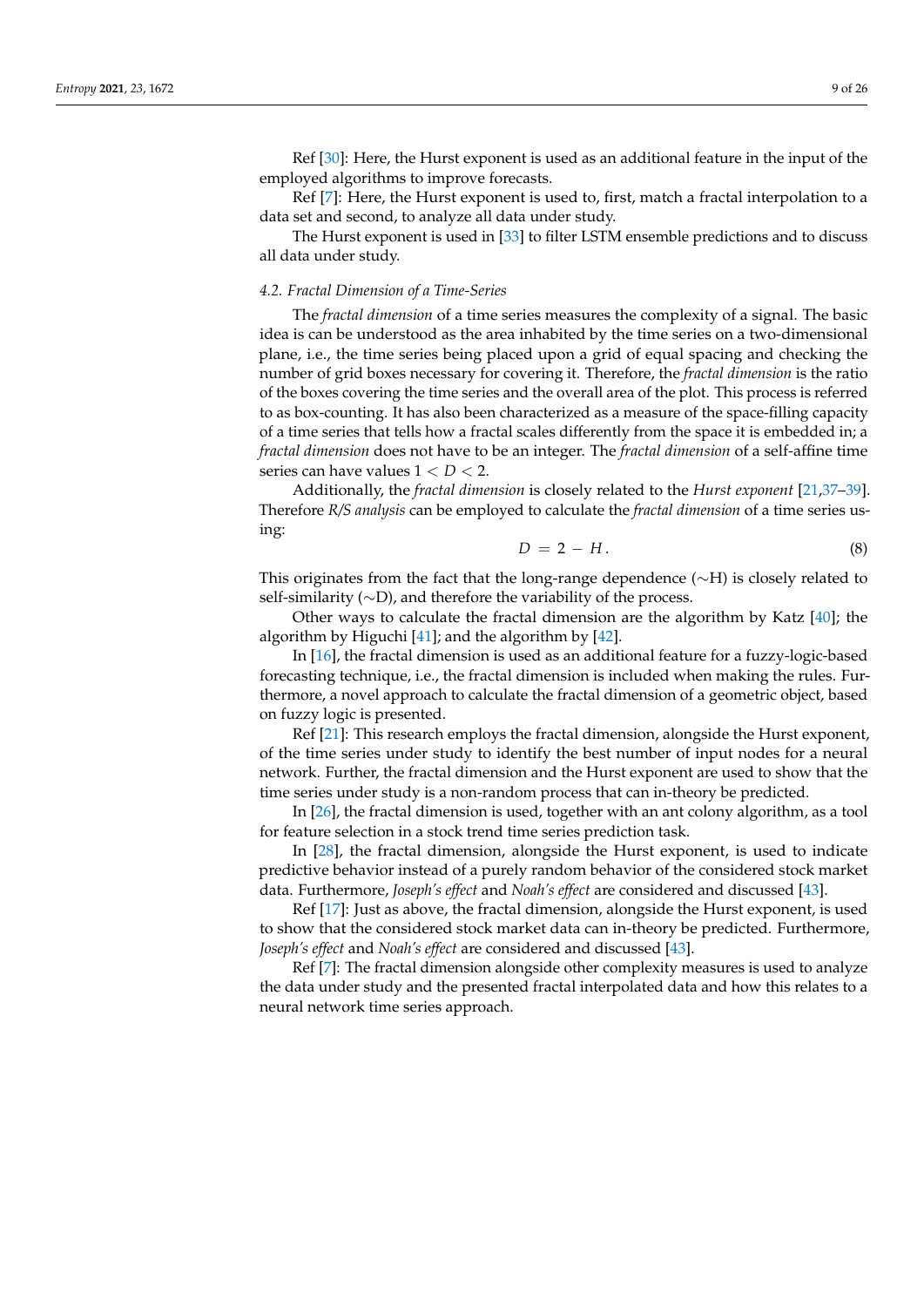Ref [30]: Here, the Hurst exponent is used as an additional feature in the input of the employed algorithms to improve forecasts.

Ref [7]: Here, the Hurst exponent is used to, first, match a fractal interpolation to a data set and second, to analyze all data under study.

The Hurst exponent is used in [33] to filter LSTM ensemble predictions and to discuss all data under study.

### 4.2. Fractal Dimension of a Time-Series

The *fractal dimension* of a time series measures the complexity of a signal. The basic idea is can be understood as the area inhabited by the time series on a two-dimensional plane, i.e., the time series being placed upon a grid of equal spacing and checking the number of grid boxes necessary for covering it. Therefore, the *fractal dimension* is the ratio of the boxes covering the time series and the overall area of the plot. This process is referred to as box-counting. It has also been characterized as a measure of the space-filling capacity of a time series that tells how a fractal scales differently from the space it is embedded in; a *fractal dimension* does not have to be an integer. The *fractal dimension* of a self-affine time series can have values $1 < D < 2$.

Additionally, the *fractal dimension* is closely related to the *Hurst exponent* [21,37–39]. Therefore *R/S analysis* can be employed to calculate the *fractal dimension* of a time series using:

$$D = 2 - H. \tag{8}$$

This originates from the fact that the long-range dependence ($\sim$H) is closely related to self-similarity ($\sim$D), and therefore the variability of the process.

Other ways to calculate the fractal dimension are the algorithm by Katz [40]; the algorithm by Higuchi [41]; and the algorithm by [42].

In [16], the fractal dimension is used as an additional feature for a fuzzy-logic-based forecasting technique, i.e., the fractal dimension is included when making the rules. Furthermore, a novel approach to calculate the fractal dimension of a geometric object, based on fuzzy logic is presented.

Ref [21]: This research employs the fractal dimension, alongside the Hurst exponent, of the time series under study to identify the best number of input nodes for a neural network. Further, the fractal dimension and the Hurst exponent are used to show that the time series under study is a non-random process that can in-theory be predicted.

In [26], the fractal dimension is used, together with an ant colony algorithm, as a tool for feature selection in a stock trend time series prediction task.

In [28], the fractal dimension, alongside the Hurst exponent, is used to indicate predictive behavior instead of a purely random behavior of the considered stock market data. Furthermore, *Joseph's effect* and *Noah's effect* are considered and discussed [43].

Ref [17]: Just as above, the fractal dimension, alongside the Hurst exponent, is used to show that the considered stock market data can in-theory be predicted. Furthermore, *Joseph's effect* and *Noah's effect* are considered and discussed [43].

Ref [7]: The fractal dimension alongside other complexity measures is used to analyze the data under study and the presented fractal interpolated data and how this relates to a neural network time series approach.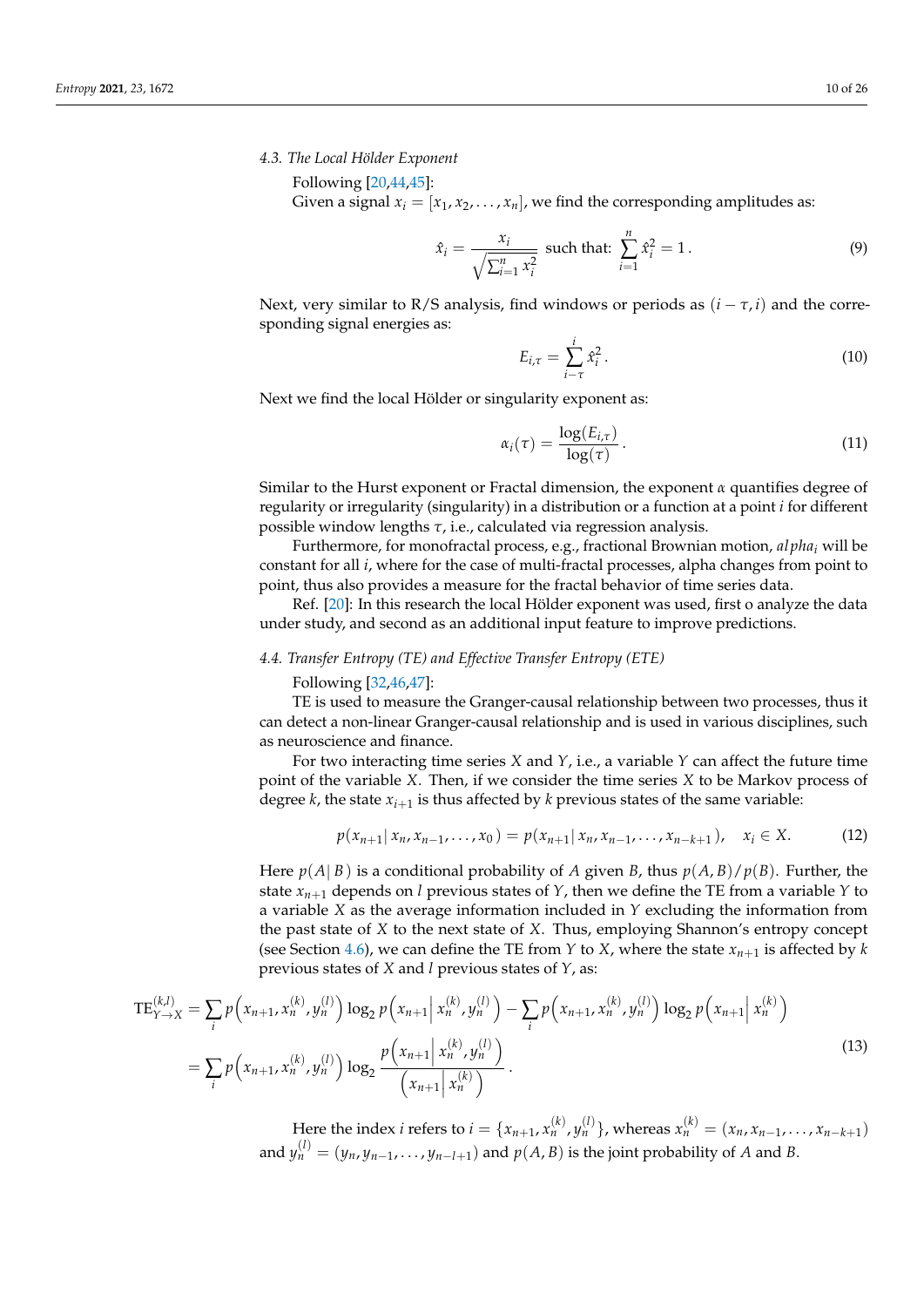### 4.3. The Local Hölder Exponent

Following [20,44,45]:

Given a signal $x_i = [x_1, x_2, \ldots, x_n]$, we find the corresponding amplitudes as:

$$\hat{x}_i = \frac{x_i}{\sqrt{\sum_{i=1}^{n} x_i^2}} \text{ such that: } \sum_{i=1}^{n} \hat{x}_i^2 = 1\,. \tag{9}$$

Next, very similar to R/S analysis, find windows or periods as $(i - \tau, i)$ and the corresponding signal energies as:

$$E_{i,\tau} = \sum_{i-\tau}^{i} \hat{x}_i^2\,. \tag{10}$$

Next we find the local Hölder or singularity exponent as:

$$\alpha_i(\tau) = \frac{\log(E_{i,\tau})}{\log(\tau)}\,. \tag{11}$$

Similar to the Hurst exponent or Fractal dimension, the exponent $\alpha$ quantifies degree of regularity or irregularity (singularity) in a distribution or a function at a point $i$ for different possible window lengths $\tau$, i.e., calculated via regression analysis.

Furthermore, for monofractal process, e.g., fractional Brownian motion, $alpha_i$ will be constant for all $i$, where for the case of multi-fractal processes, alpha changes from point to point, thus also provides a measure for the fractal behavior of time series data.

Ref. [20]: In this research the local Hölder exponent was used, first o analyze the data under study, and second as an additional input feature to improve predictions.

### 4.4. Transfer Entropy (TE) and Effective Transfer Entropy (ETE)

Following [32,46,47]:

TE is used to measure the Granger-causal relationship between two processes, thus it can detect a non-linear Granger-causal relationship and is used in various disciplines, such as neuroscience and finance.

For two interacting time series $X$ and $Y$, i.e., a variable $Y$ can affect the future time point of the variable $X$. Then, if we consider the time series $X$ to be Markov process of degree $k$, the state $x_{i+1}$ is thus affected by $k$ previous states of the same variable:

$$p(x_{n+1}|\, x_n, x_{n-1}, \ldots, x_0) = p(x_{n+1}|\, x_n, x_{n-1}, \ldots, x_{n-k+1}), \quad x_i \in X. \tag{12}$$

Here $p(A|\,B)$ is a conditional probability of $A$ given $B$, thus $p(A, B)/p(B)$. Further, the state $x_{n+1}$ depends on $l$ previous states of $Y$, then we define the TE from a variable $Y$ to a variable $X$ as the average information included in $Y$ excluding the information from the past state of $X$ to the next state of $X$. Thus, employing Shannon's entropy concept (see Section 4.6), we can define the TE from $Y$ to $X$, where the state $x_{n+1}$ is affected by $k$ previous states of $X$ and $l$ previous states of $Y$, as:

$$\begin{aligned}
\mathrm{TE}_{Y\to X}^{(k,l)} &= \sum_i p\left(x_{n+1}, x_n^{(k)}, y_n^{(l)}\right) \log_2 p\left(x_{n+1}\middle|\, x_n^{(k)}, y_n^{(l)}\right) - \sum_i p\left(x_{n+1}, x_n^{(k)}, y_n^{(l)}\right) \log_2 p\left(x_{n+1}\middle|\, x_n^{(k)}\right) \\
&= \sum_i p\left(x_{n+1}, x_n^{(k)}, y_n^{(l)}\right) \log_2 \frac{p\left(x_{n+1}\middle|\, x_n^{(k)}, y_n^{(l)}\right)}{\left(x_{n+1}\middle|\, x_n^{(k)}\right)}\,.
\end{aligned} \tag{13}$$

Here the index $i$ refers to $i = \{x_{n+1}, x_n^{(k)}, y_n^{(l)}\}$, whereas $x_n^{(k)} = (x_n, x_{n-1}, \ldots, x_{n-k+1})$ and $y_n^{(l)} = (y_n, y_{n-1}, \ldots, y_{n-l+1})$ and $p(A, B)$ is the joint probability of $A$ and $B$.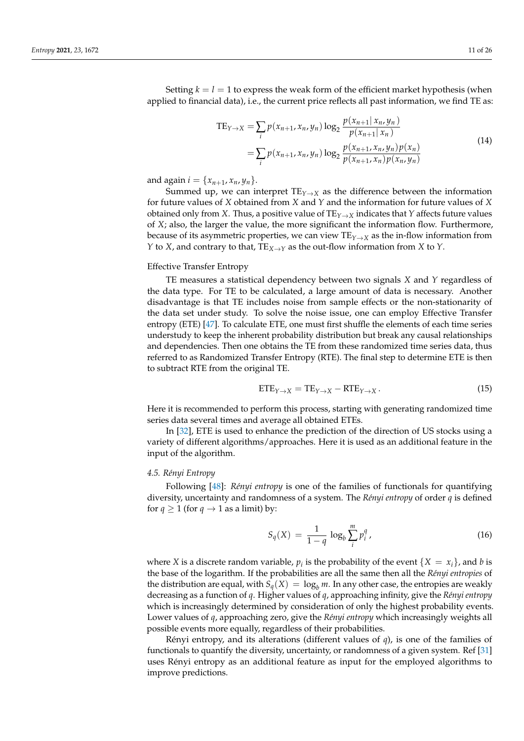Setting $k = l = 1$ to express the weak form of the efficient market hypothesis (when applied to financial data), i.e., the current price reflects all past information, we find TE as:

$$
\begin{aligned}
\mathrm{TE}_{Y \to X} &= \sum_i p(x_{n+1}, x_n, y_n) \log_2 \frac{p(x_{n+1} | \, x_n, y_n)}{p(x_{n+1} | \, x_n)} \\
&= \sum_i p(x_{n+1}, x_n, y_n) \log_2 \frac{p(x_{n+1}, x_n, y_n) p(x_n)}{p(x_{n+1}, x_n) p(x_n, y_n)}
\end{aligned}
\tag{14}
$$

and again $i = \{x_{n+1}, x_n, y_n\}$.

Summed up, we can interpret $\mathrm{TE}_{Y \to X}$ as the difference between the information for future values of $X$ obtained from $X$ and $Y$ and the information for future values of $X$ obtained only from $X$. Thus, a positive value of $\mathrm{TE}_{Y \to X}$ indicates that $Y$ affects future values of $X$; also, the larger the value, the more significant the information flow. Furthermore, because of its asymmetric properties, we can view $\mathrm{TE}_{Y \to X}$ as the in-flow information from $Y$ to $X$, and contrary to that, $\mathrm{TE}_{X \to Y}$ as the out-flow information from $X$ to $Y$.

Effective Transfer Entropy

TE measures a statistical dependency between two signals $X$ and $Y$ regardless of the data type. For TE to be calculated, a large amount of data is necessary. Another disadvantage is that TE includes noise from sample effects or the non-stationarity of the data set under study. To solve the noise issue, one can employ Effective Transfer entropy (ETE) [47]. To calculate ETE, one must first shuffle the elements of each time series understudy to keep the inherent probability distribution but break any causal relationships and dependencies. Then one obtains the TE from these randomized time series data, thus referred to as Randomized Transfer Entropy (RTE). The final step to determine ETE is then to subtract RTE from the original TE.

$$
\mathrm{ETE}_{Y \to X} = \mathrm{TE}_{Y \to X} - \mathrm{RTE}_{Y \to X} \,. \tag{15}
$$

Here it is recommended to perform this process, starting with generating randomized time series data several times and average all obtained ETEs.

In [32], ETE is used to enhance the prediction of the direction of US stocks using a variety of different algorithms/approaches. Here it is used as an additional feature in the input of the algorithm.

### *4.5. Rényi Entropy*

Following [48]: *Rényi entropy* is one of the families of functionals for quantifying diversity, uncertainty and randomness of a system. The *Rényi entropy* of order $q$ is defined for $q \geq 1$ (for $q \to 1$ as a limit) by:

$$
S_q(X) \;=\; \frac{1}{1-q} \, \log_b \sum_i^m p_i^q \,, \tag{16}
$$

where $X$ is a discrete random variable, $p_i$ is the probability of the event $\{X = x_i\}$, and $b$ is the base of the logarithm. If the probabilities are all the same then all the *Rényi entropies* of the distribution are equal, with $S_q(X) = \log_b m$. In any other case, the entropies are weakly decreasing as a function of $q$. Higher values of $q$, approaching infinity, give the *Rényi entropy* which is increasingly determined by consideration of only the highest probability events. Lower values of $q$, approaching zero, give the *Rényi entropy* which increasingly weights all possible events more equally, regardless of their probabilities.

Rényi entropy, and its alterations (different values of $q$), is one of the families of functionals to quantify the diversity, uncertainty, or randomness of a given system. Ref [31] uses Rényi entropy as an additional feature as input for the employed algorithms to improve predictions.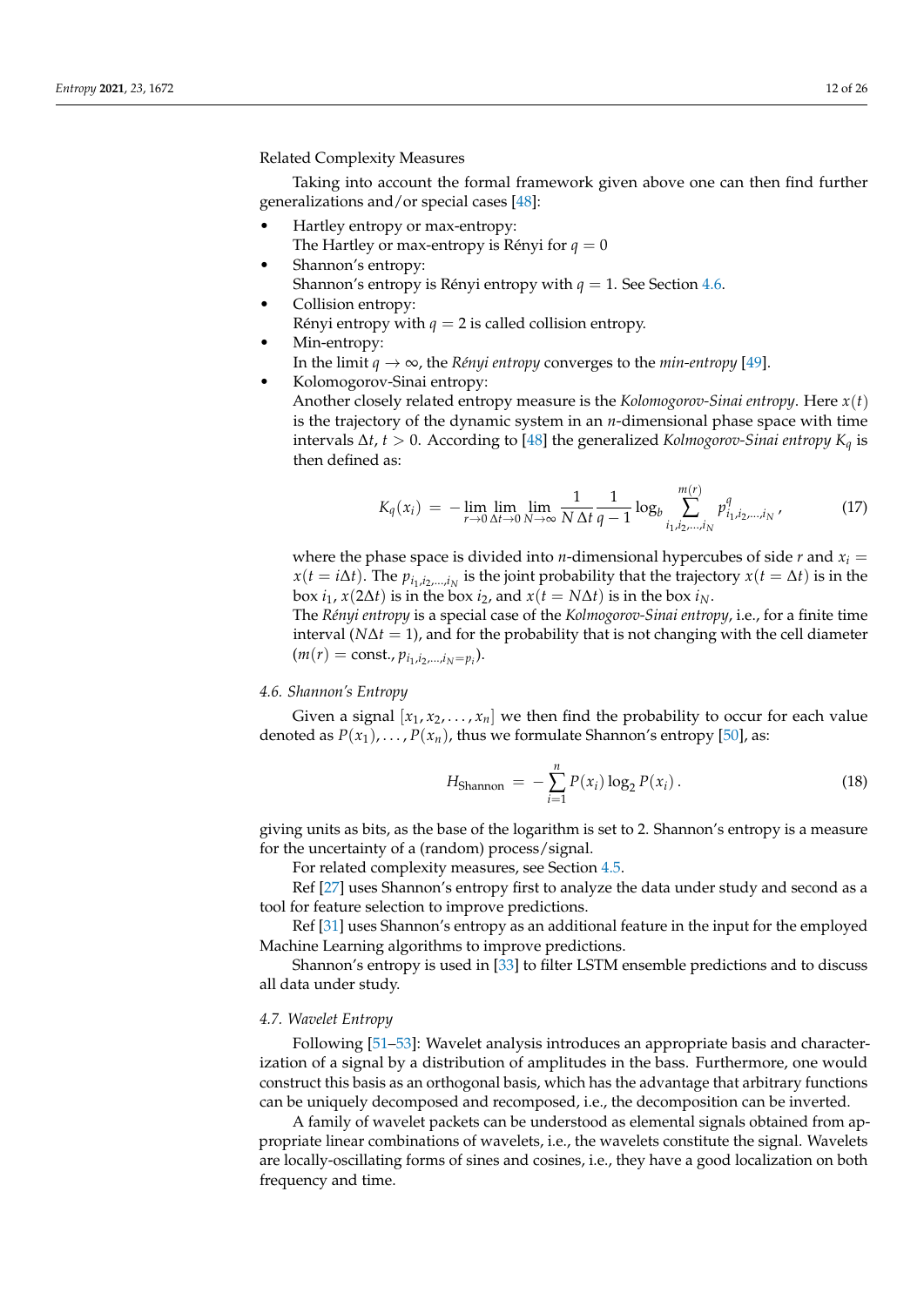Related Complexity Measures

Taking into account the formal framework given above one can then find further generalizations and/or special cases [48]:

- Hartley entropy or max-entropy:
  The Hartley or max-entropy is Rényi for $q = 0$
- Shannon's entropy:
  Shannon's entropy is Rényi entropy with $q = 1$. See Section 4.6.
- Collision entropy:
  Rényi entropy with $q = 2$ is called collision entropy.
- Min-entropy:
  In the limit $q \to \infty$, the *Rényi entropy* converges to the *min-entropy* [49].
- Kolomogorov-Sinai entropy:
  Another closely related entropy measure is the *Kolomogorov-Sinai entropy*. Here $x(t)$ is the trajectory of the dynamic system in an $n$-dimensional phase space with time intervals $\Delta t$, $t > 0$. According to [48] the generalized *Kolmogorov-Sinai entropy* $K_q$ is then defined as:

$$K_q(x_i) = -\lim_{r\to 0}\lim_{\Delta t\to 0}\lim_{N\to\infty}\frac{1}{N\,\Delta t}\frac{1}{q-1}\log_b\sum_{i_1,i_2,\ldots,i_N}^{m(r)} p^q_{i_1,i_2,\ldots,i_N}\,, \tag{17}$$

  where the phase space is divided into $n$-dimensional hypercubes of side $r$ and $x_i = x(t = i\Delta t)$. The $p_{i_1,i_2,\ldots,i_N}$ is the joint probability that the trajectory $x(t = \Delta t)$ is in the box $i_1$, $x(2\Delta t)$ is in the box $i_2$, and $x(t = N\Delta t)$ is in the box $i_N$.
  The *Rényi entropy* is a special case of the *Kolmogorov-Sinai entropy*, i.e., for a finite time interval ($N\Delta t = 1$), and for the probability that is not changing with the cell diameter ($m(r) = \text{const.}, p_{i_1,i_2,\ldots,i_N = p_i}$).

### 4.6. Shannon's Entropy

Given a signal $[x_1, x_2, \ldots, x_n]$ we then find the probability to occur for each value denoted as $P(x_1), \ldots, P(x_n)$, thus we formulate Shannon's entropy [50], as:

$$H_{\text{Shannon}} = -\sum_{i=1}^{n} P(x_i)\log_2 P(x_i)\,. \tag{18}$$

giving units as bits, as the base of the logarithm is set to 2. Shannon's entropy is a measure for the uncertainty of a (random) process/signal.

For related complexity measures, see Section 4.5.

Ref [27] uses Shannon's entropy first to analyze the data under study and second as a tool for feature selection to improve predictions.

Ref [31] uses Shannon's entropy as an additional feature in the input for the employed Machine Learning algorithms to improve predictions.

Shannon's entropy is used in [33] to filter LSTM ensemble predictions and to discuss all data under study.

### 4.7. Wavelet Entropy

Following [51–53]: Wavelet analysis introduces an appropriate basis and characterization of a signal by a distribution of amplitudes in the bass. Furthermore, one would construct this basis as an orthogonal basis, which has the advantage that arbitrary functions can be uniquely decomposed and recomposed, i.e., the decomposition can be inverted.

A family of wavelet packets can be understood as elemental signals obtained from appropriate linear combinations of wavelets, i.e., the wavelets constitute the signal. Wavelets are locally-oscillating forms of sines and cosines, i.e., they have a good localization on both frequency and time.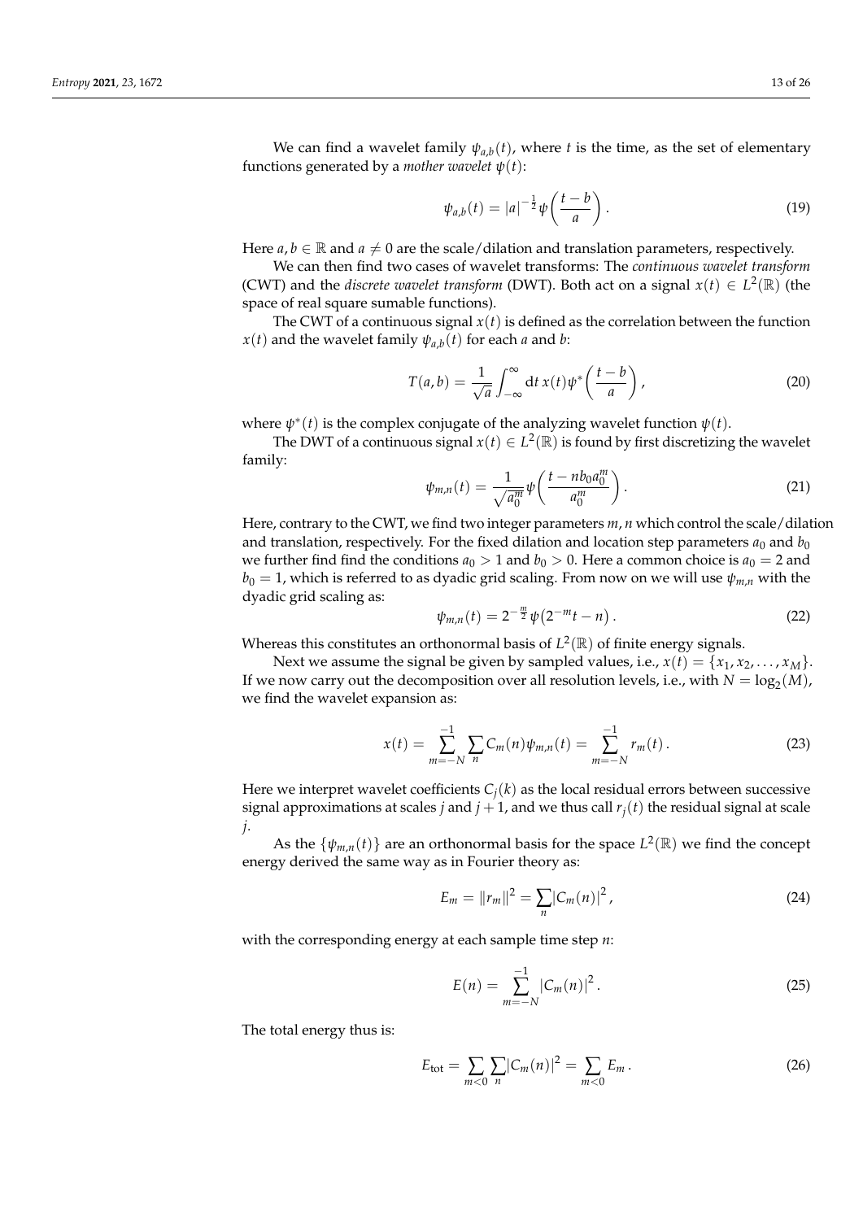We can find a wavelet family $\psi_{a,b}(t)$, where $t$ is the time, as the set of elementary functions generated by a *mother wavelet* $\psi(t)$:

$$\psi_{a,b}(t) = |a|^{-\frac{1}{2}} \psi\left(\frac{t-b}{a}\right). \tag{19}$$

Here $a, b \in \mathbb{R}$ and $a \neq 0$ are the scale/dilation and translation parameters, respectively.

We can then find two cases of wavelet transforms: The *continuous wavelet transform* (CWT) and the *discrete wavelet transform* (DWT). Both act on a signal $x(t) \in L^2(\mathbb{R})$ (the space of real square sumable functions).

The CWT of a continuous signal $x(t)$ is defined as the correlation between the function $x(t)$ and the wavelet family $\psi_{a,b}(t)$ for each $a$ and $b$:

$$T(a,b) = \frac{1}{\sqrt{a}} \int_{-\infty}^{\infty} \mathrm{d}t \, x(t) \psi^*\left(\frac{t-b}{a}\right), \tag{20}$$

where $\psi^*(t)$ is the complex conjugate of the analyzing wavelet function $\psi(t)$.

The DWT of a continuous signal $x(t) \in L^2(\mathbb{R})$ is found by first discretizing the wavelet family:

$$\psi_{m,n}(t) = \frac{1}{\sqrt{a_0^m}} \psi\left(\frac{t - n b_0 a_0^m}{a_0^m}\right). \tag{21}$$

Here, contrary to the CWT, we find two integer parameters $m, n$ which control the scale/dilation and translation, respectively. For the fixed dilation and location step parameters $a_0$ and $b_0$ we further find find the conditions $a_0 > 1$ and $b_0 > 0$. Here a common choice is $a_0 = 2$ and $b_0 = 1$, which is referred to as dyadic grid scaling. From now on we will use $\psi_{m,n}$ with the dyadic grid scaling as:

$$\psi_{m,n}(t) = 2^{-\frac{m}{2}} \psi\left(2^{-m} t - n\right). \tag{22}$$

Whereas this constitutes an orthonormal basis of $L^2(\mathbb{R})$ of finite energy signals.

Next we assume the signal be given by sampled values, i.e., $x(t) = \{x_1, x_2, \ldots, x_M\}$. If we now carry out the decomposition over all resolution levels, i.e., with $N = \log_2(M)$, we find the wavelet expansion as:

$$x(t) = \sum_{m=-N}^{-1} \sum_{n} C_m(n) \psi_{m,n}(t) = \sum_{m=-N}^{-1} r_m(t). \tag{23}$$

Here we interpret wavelet coefficients $C_j(k)$ as the local residual errors between successive signal approximations at scales $j$ and $j+1$, and we thus call $r_j(t)$ the residual signal at scale $j$.

As the $\{\psi_{m,n}(t)\}$ are an orthonormal basis for the space $L^2(\mathbb{R})$ we find the concept energy derived the same way as in Fourier theory as:

$$E_m = \|r_m\|^2 = \sum_{n} |C_m(n)|^2, \tag{24}$$

with the corresponding energy at each sample time step $n$:

$$E(n) = \sum_{m=-N}^{-1} |C_m(n)|^2. \tag{25}$$

The total energy thus is:

$$E_{\text{tot}} = \sum_{m<0} \sum_{n} |C_m(n)|^2 = \sum_{m<0} E_m. \tag{26}$$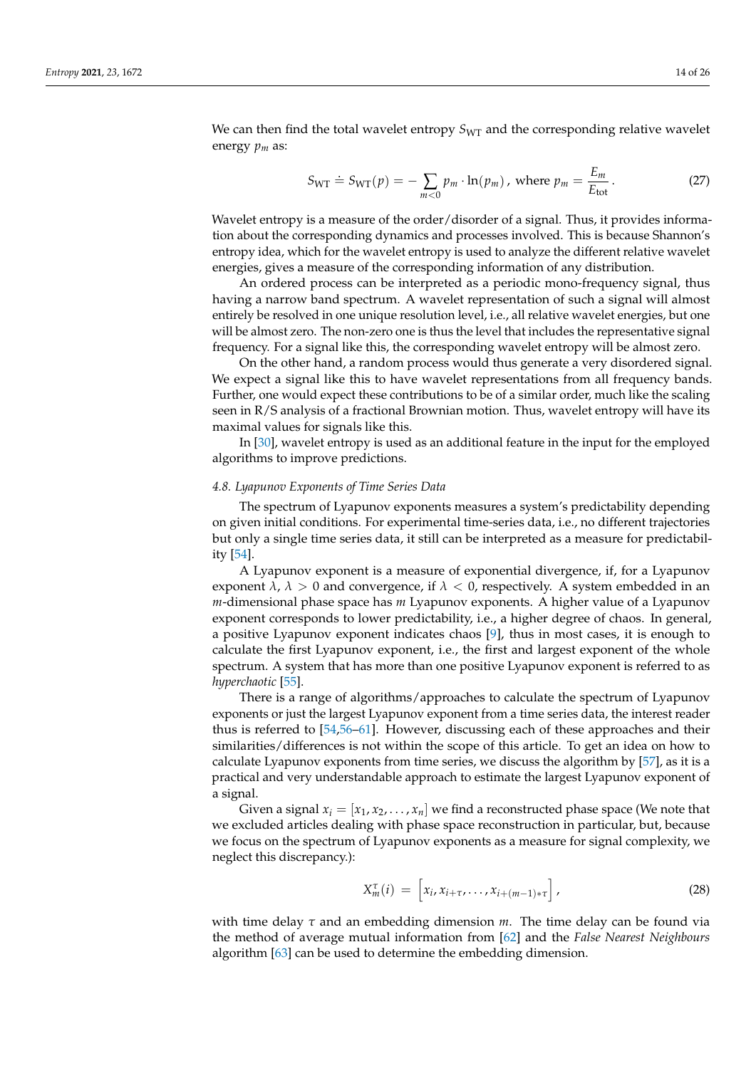We can then find the total wavelet entropy $S_{\text{WT}}$ and the corresponding relative wavelet energy $p_m$ as:

$$S_{\text{WT}} \doteq S_{\text{WT}}(p) = -\sum_{m<0} p_m \cdot \ln(p_m)\,,\ \text{where}\ p_m = \frac{E_m}{E_{\text{tot}}}\,. \tag{27}$$

Wavelet entropy is a measure of the order/disorder of a signal. Thus, it provides information about the corresponding dynamics and processes involved. This is because Shannon's entropy idea, which for the wavelet entropy is used to analyze the different relative wavelet energies, gives a measure of the corresponding information of any distribution.

An ordered process can be interpreted as a periodic mono-frequency signal, thus having a narrow band spectrum. A wavelet representation of such a signal will almost entirely be resolved in one unique resolution level, i.e., all relative wavelet energies, but one will be almost zero. The non-zero one is thus the level that includes the representative signal frequency. For a signal like this, the corresponding wavelet entropy will be almost zero.

On the other hand, a random process would thus generate a very disordered signal. We expect a signal like this to have wavelet representations from all frequency bands. Further, one would expect these contributions to be of a similar order, much like the scaling seen in R/S analysis of a fractional Brownian motion. Thus, wavelet entropy will have its maximal values for signals like this.

In [30], wavelet entropy is used as an additional feature in the input for the employed algorithms to improve predictions.

### *4.8. Lyapunov Exponents of Time Series Data*

The spectrum of Lyapunov exponents measures a system's predictability depending on given initial conditions. For experimental time-series data, i.e., no different trajectories but only a single time series data, it still can be interpreted as a measure for predictability [54].

A Lyapunov exponent is a measure of exponential divergence, if, for a Lyapunov exponent $\lambda$, $\lambda > 0$ and convergence, if $\lambda < 0$, respectively. A system embedded in an $m$-dimensional phase space has $m$ Lyapunov exponents. A higher value of a Lyapunov exponent corresponds to lower predictability, i.e., a higher degree of chaos. In general, a positive Lyapunov exponent indicates chaos [9], thus in most cases, it is enough to calculate the first Lyapunov exponent, i.e., the first and largest exponent of the whole spectrum. A system that has more than one positive Lyapunov exponent is referred to as *hyperchaotic* [55].

There is a range of algorithms/approaches to calculate the spectrum of Lyapunov exponents or just the largest Lyapunov exponent from a time series data, the interest reader thus is referred to [54,56–61]. However, discussing each of these approaches and their similarities/differences is not within the scope of this article. To get an idea on how to calculate Lyapunov exponents from time series, we discuss the algorithm by [57], as it is a practical and very understandable approach to estimate the largest Lyapunov exponent of a signal.

Given a signal $x_i = [x_1, x_2, \ldots, x_n]$ we find a reconstructed phase space (We note that we excluded articles dealing with phase space reconstruction in particular, but, because we focus on the spectrum of Lyapunov exponents as a measure for signal complexity, we neglect this discrepancy.):

$$X_m^{\tau}(i) = \left[x_i, x_{i+\tau}, \ldots, x_{i+(m-1)*\tau}\right], \tag{28}$$

with time delay $\tau$ and an embedding dimension $m$. The time delay can be found via the method of average mutual information from [62] and the *False Nearest Neighbours* algorithm [63] can be used to determine the embedding dimension.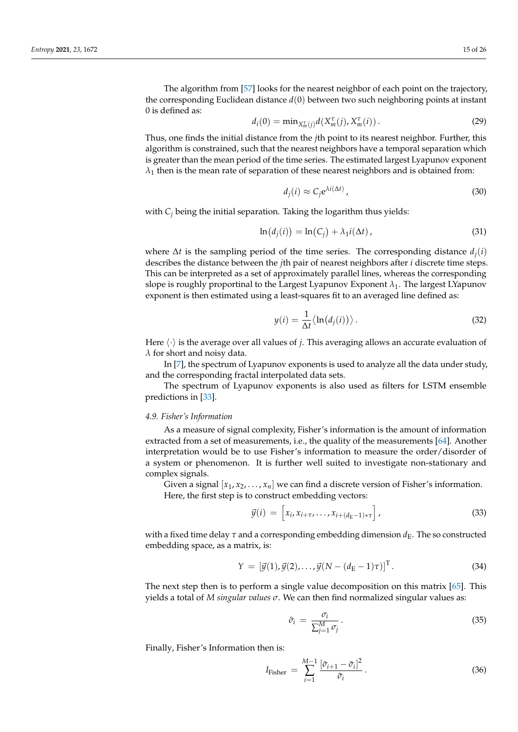The algorithm from [57] looks for the nearest neighbor of each point on the trajectory, the corresponding Euclidean distance $d(0)$ between two such neighboring points at instant 0 is defined as:

$$d_i(0) = \min_{X^{\tau}_m(j)} d(X^{\tau}_m(j), X^{\tau}_m(i)) \,. \tag{29}$$

Thus, one finds the initial distance from the $j$th point to its nearest neighbor. Further, this algorithm is constrained, such that the nearest neighbors have a temporal separation which is greater than the mean period of the time series. The estimated largest Lyapunov exponent $\lambda_1$ then is the mean rate of separation of these nearest neighbors and is obtained from:

$$d_j(i) \approx C_j \mathrm{e}^{\lambda i(\Delta t)} \,, \tag{30}$$

with $C_j$ being the initial separation. Taking the logarithm thus yields:

$$\ln(d_j(i)) = \ln(C_j) + \lambda_1 i(\Delta t) \,, \tag{31}$$

where $\Delta t$ is the sampling period of the time series. The corresponding distance $d_j(i)$ describes the distance between the $j$th pair of nearest neighbors after $i$ discrete time steps. This can be interpreted as a set of approximately parallel lines, whereas the corresponding slope is roughly proportinal to the Largest Lyapunov Exponent $\lambda_1$. The largest LYapunov exponent is then estimated using a least-squares fit to an averaged line defined as:

$$y(i) = \frac{1}{\Delta t} \langle \ln(d_j(i)) \rangle \,. \tag{32}$$

Here $\langle \cdot \rangle$ is the average over all values of $j$. This averaging allows an accurate evaluation of $\lambda$ for short and noisy data.

In [7], the spectrum of Lyapunov exponents is used to analyze all the data under study, and the corresponding fractal interpolated data sets.

The spectrum of Lyapunov exponents is also used as filters for LSTM ensemble predictions in [33].

### *4.9. Fisher's Information*

As a measure of signal complexity, Fisher's information is the amount of information extracted from a set of measurements, i.e., the quality of the measurements [64]. Another interpretation would be to use Fisher's information to measure the order/disorder of a system or phenomenon. It is further well suited to investigate non-stationary and complex signals.

Given a signal $[x_1, x_2, \ldots, x_n]$ we can find a discrete version of Fisher's information.

Here, the first step is to construct embedding vectors:

$$\vec{y}(i) \,=\, \left[x_i, x_{i+\tau}, \ldots, x_{i+(d_{\mathrm{E}}-1)*\tau}\right] , \tag{33}$$

with a fixed time delay $\tau$ and a corresponding embedding dimension $d_{\mathrm{E}}$. The so constructed embedding space, as a matrix, is:

$$Y \,=\, [\vec{y}(1), \vec{y}(2), \ldots, \vec{y}(N - (d_{\mathrm{E}} - 1)\tau)]^{\mathrm{T}} \,. \tag{34}$$

The next step then is to perform a single value decomposition on this matrix [65]. This yields a total of $M$ *singular values* $\sigma$. We can then find normalized singular values as:

$$\bar{\sigma}_i \,=\, \frac{\sigma_i}{\sum_{j=1}^{M} \sigma_j} \,. \tag{35}$$

Finally, Fisher's Information then is:

$$I_{\text{Fisher}} \,=\, \sum_{i=1}^{M-1} \frac{[\bar{\sigma}_{i+1} - \bar{\sigma}_i]^2}{\bar{\sigma}_i} \,. \tag{36}$$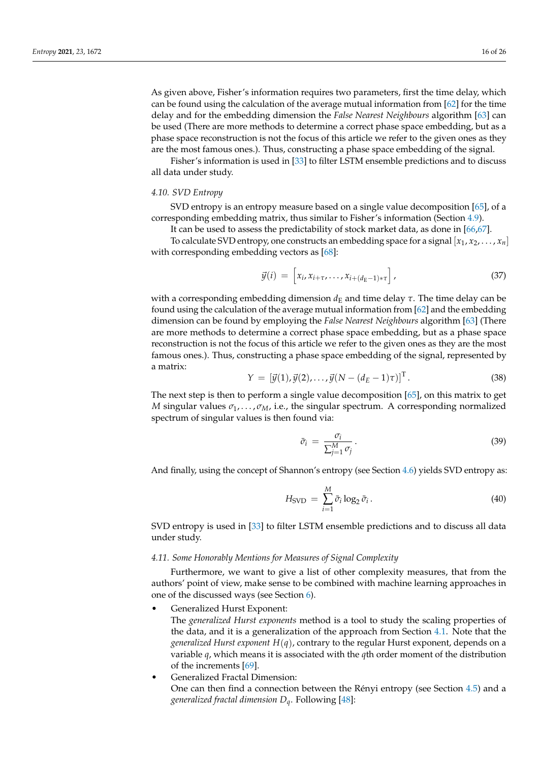As given above, Fisher's information requires two parameters, first the time delay, which can be found using the calculation of the average mutual information from [62] for the time delay and for the embedding dimension the *False Nearest Neighbours* algorithm [63] can be used (There are more methods to determine a correct phase space embedding, but as a phase space reconstruction is not the focus of this article we refer to the given ones as they are the most famous ones.). Thus, constructing a phase space embedding of the signal.

Fisher's information is used in [33] to filter LSTM ensemble predictions and to discuss all data under study.

### 4.10. SVD Entropy

SVD entropy is an entropy measure based on a single value decomposition [65], of a corresponding embedding matrix, thus similar to Fisher's information (Section 4.9).

It can be used to assess the predictability of stock market data, as done in [66,67].

To calculate SVD entropy, one constructs an embedding space for a signal $[x_1, x_2, \ldots, x_n]$ with corresponding embedding vectors as [68]:

$$\vec{y}(i) = \left[x_i, x_{i+\tau}, \ldots, x_{i+(d_{\mathrm{E}}-1)*\tau}\right], \tag{37}$$

with a corresponding embedding dimension $d_{\mathrm{E}}$ and time delay $\tau$. The time delay can be found using the calculation of the average mutual information from [62] and the embedding dimension can be found by employing the *False Nearest Neighbours* algorithm [63] (There are more methods to determine a correct phase space embedding, but as a phase space reconstruction is not the focus of this article we refer to the given ones as they are the most famous ones.). Thus, constructing a phase space embedding of the signal, represented by a matrix:

$$Y = [\vec{y}(1), \vec{y}(2), \ldots, \vec{y}(N - (d_E - 1)\tau)]^{\mathrm{T}}. \tag{38}$$

The next step is then to perform a single value decomposition [65], on this matrix to get $M$ singular values $\sigma_1, \ldots, \sigma_M$, i.e., the singular spectrum. A corresponding normalized spectrum of singular values is then found via:

$$\bar{\sigma}_i = \frac{\sigma_i}{\sum_{j=1}^{M} \sigma_j}. \tag{39}$$

And finally, using the concept of Shannon's entropy (see Section 4.6) yields SVD entropy as:

$$H_{\mathrm{SVD}} = \sum_{i=1}^{M} \bar{\sigma}_i \log_2 \bar{\sigma}_i. \tag{40}$$

SVD entropy is used in [33] to filter LSTM ensemble predictions and to discuss all data under study.

### 4.11. Some Honorably Mentions for Measures of Signal Complexity

Furthermore, we want to give a list of other complexity measures, that from the authors' point of view, make sense to be combined with machine learning approaches in one of the discussed ways (see Section 6).

- Generalized Hurst Exponent:
  The *generalized Hurst exponents* method is a tool to study the scaling properties of the data, and it is a generalization of the approach from Section 4.1. Note that the *generalized Hurst exponent* $H(q)$, contrary to the regular Hurst exponent, depends on a variable $q$, which means it is associated with the $q$th order moment of the distribution of the increments [69].
- Generalized Fractal Dimension:
  One can then find a connection between the Rényi entropy (see Section 4.5) and a *generalized fractal dimension* $D_q$. Following [48]: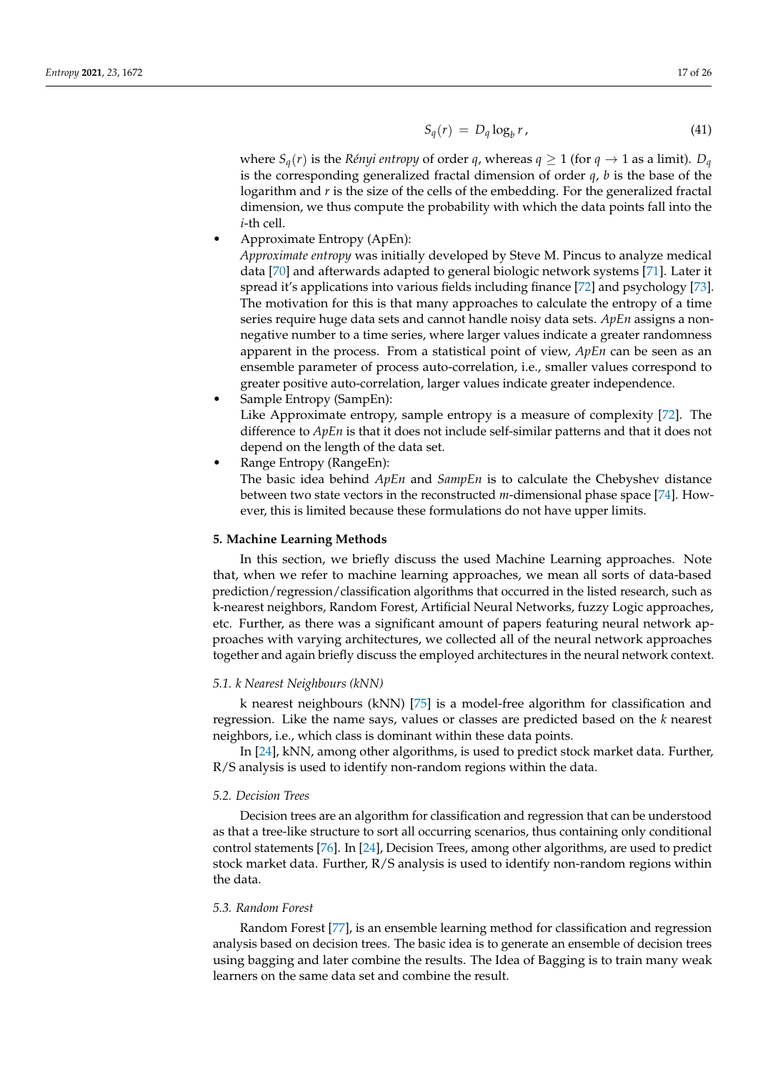$$S_q(r) = D_q \log_b r \,, \tag{41}$$

where $S_q(r)$ is the *Rényi entropy* of order $q$, whereas $q \geq 1$ (for $q \to 1$ as a limit). $D_q$ is the corresponding generalized fractal dimension of order $q$, $b$ is the base of the logarithm and $r$ is the size of the cells of the embedding. For the generalized fractal dimension, we thus compute the probability with which the data points fall into the $i$-th cell.

- Approximate Entropy (ApEn):
  *Approximate entropy* was initially developed by Steve M. Pincus to analyze medical data [70] and afterwards adapted to general biologic network systems [71]. Later it spread it's applications into various fields including finance [72] and psychology [73]. The motivation for this is that many approaches to calculate the entropy of a time series require huge data sets and cannot handle noisy data sets. *ApEn* assigns a non-negative number to a time series, where larger values indicate a greater randomness apparent in the process. From a statistical point of view, *ApEn* can be seen as an ensemble parameter of process auto-correlation, i.e., smaller values correspond to greater positive auto-correlation, larger values indicate greater independence.
- Sample Entropy (SampEn):
  Like Approximate entropy, sample entropy is a measure of complexity [72]. The difference to *ApEn* is that it does not include self-similar patterns and that it does not depend on the length of the data set.
- Range Entropy (RangeEn):
  The basic idea behind *ApEn* and *SampEn* is to calculate the Chebyshev distance between two state vectors in the reconstructed $m$-dimensional phase space [74]. However, this is limited because these formulations do not have upper limits.

## 5. Machine Learning Methods

In this section, we briefly discuss the used Machine Learning approaches. Note that, when we refer to machine learning approaches, we mean all sorts of data-based prediction/regression/classification algorithms that occurred in the listed research, such as k-nearest neighbors, Random Forest, Artificial Neural Networks, fuzzy Logic approaches, etc. Further, as there was a significant amount of papers featuring neural network approaches with varying architectures, we collected all of the neural network approaches together and again briefly discuss the employed architectures in the neural network context.

### 5.1. k Nearest Neighbours (kNN)

k nearest neighbours (kNN) [75] is a model-free algorithm for classification and regression. Like the name says, values or classes are predicted based on the $k$ nearest neighbors, i.e., which class is dominant within these data points.

In [24], kNN, among other algorithms, is used to predict stock market data. Further, R/S analysis is used to identify non-random regions within the data.

### 5.2. Decision Trees

Decision trees are an algorithm for classification and regression that can be understood as that a tree-like structure to sort all occurring scenarios, thus containing only conditional control statements [76]. In [24], Decision Trees, among other algorithms, are used to predict stock market data. Further, R/S analysis is used to identify non-random regions within the data.

### 5.3. Random Forest

Random Forest [77], is an ensemble learning method for classification and regression analysis based on decision trees. The basic idea is to generate an ensemble of decision trees using bagging and later combine the results. The Idea of Bagging is to train many weak learners on the same data set and combine the result.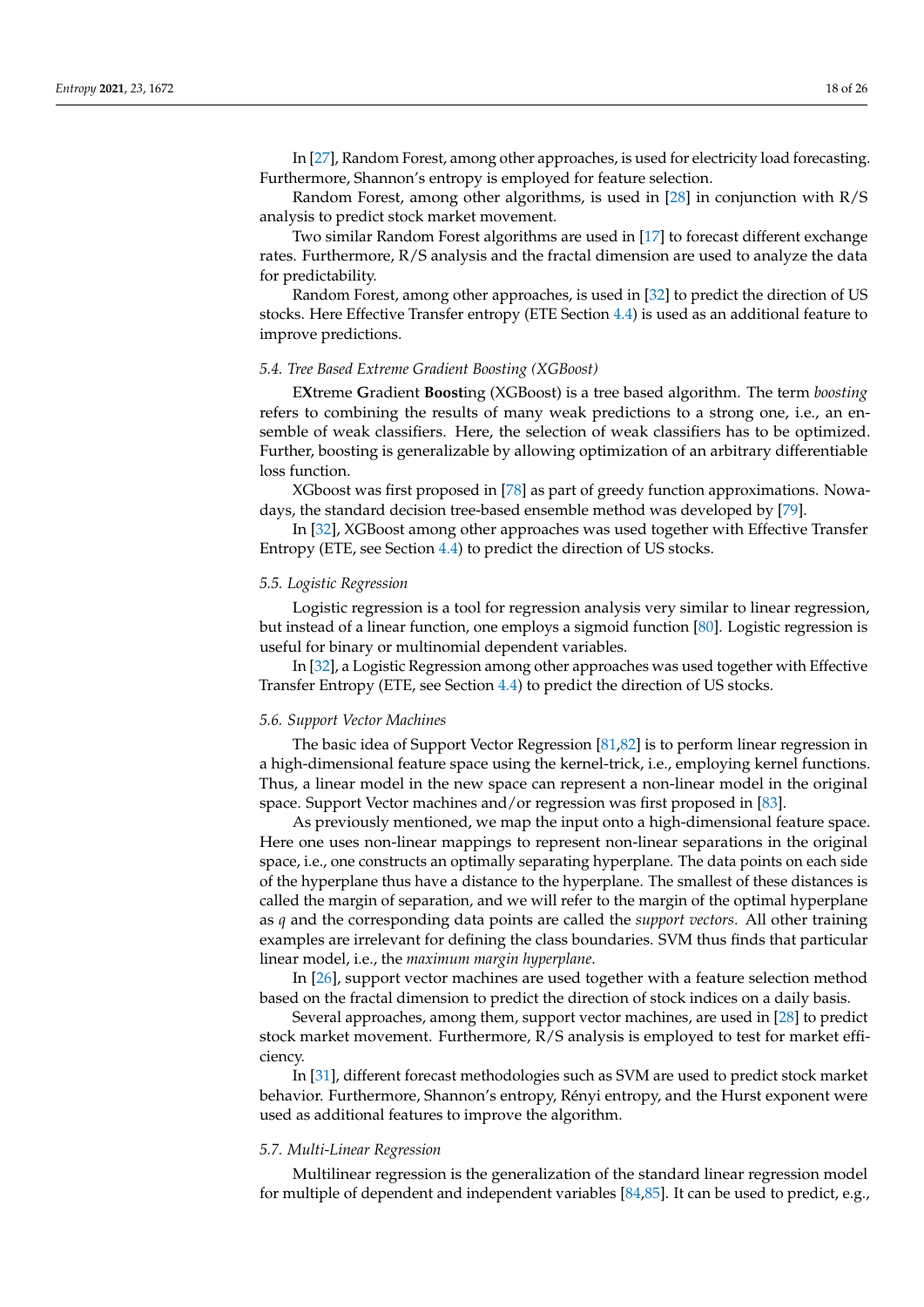In [27], Random Forest, among other approaches, is used for electricity load forecasting. Furthermore, Shannon's entropy is employed for feature selection.

Random Forest, among other algorithms, is used in [28] in conjunction with R/S analysis to predict stock market movement.

Two similar Random Forest algorithms are used in [17] to forecast different exchange rates. Furthermore, R/S analysis and the fractal dimension are used to analyze the data for predictability.

Random Forest, among other approaches, is used in [32] to predict the direction of US stocks. Here Effective Transfer entropy (ETE Section 4.4) is used as an additional feature to improve predictions.

### 5.4. Tree Based Extreme Gradient Boosting (XGBoost)

E**X**treme **G**radient **Boost**ing (XGBoost) is a tree based algorithm. The term *boosting* refers to combining the results of many weak predictions to a strong one, i.e., an ensemble of weak classifiers. Here, the selection of weak classifiers has to be optimized. Further, boosting is generalizable by allowing optimization of an arbitrary differentiable loss function.

XGboost was first proposed in [78] as part of greedy function approximations. Nowadays, the standard decision tree-based ensemble method was developed by [79].

In [32], XGBoost among other approaches was used together with Effective Transfer Entropy (ETE, see Section 4.4) to predict the direction of US stocks.

### 5.5. Logistic Regression

Logistic regression is a tool for regression analysis very similar to linear regression, but instead of a linear function, one employs a sigmoid function [80]. Logistic regression is useful for binary or multinomial dependent variables.

In [32], a Logistic Regression among other approaches was used together with Effective Transfer Entropy (ETE, see Section 4.4) to predict the direction of US stocks.

### 5.6. Support Vector Machines

The basic idea of Support Vector Regression [81,82] is to perform linear regression in a high-dimensional feature space using the kernel-trick, i.e., employing kernel functions. Thus, a linear model in the new space can represent a non-linear model in the original space. Support Vector machines and/or regression was first proposed in [83].

As previously mentioned, we map the input onto a high-dimensional feature space. Here one uses non-linear mappings to represent non-linear separations in the original space, i.e., one constructs an optimally separating hyperplane. The data points on each side of the hyperplane thus have a distance to the hyperplane. The smallest of these distances is called the margin of separation, and we will refer to the margin of the optimal hyperplane as $q$ and the corresponding data points are called the *support vectors*. All other training examples are irrelevant for defining the class boundaries. SVM thus finds that particular linear model, i.e., the *maximum margin hyperplane*.

In [26], support vector machines are used together with a feature selection method based on the fractal dimension to predict the direction of stock indices on a daily basis.

Several approaches, among them, support vector machines, are used in [28] to predict stock market movement. Furthermore, R/S analysis is employed to test for market efficiency.

In [31], different forecast methodologies such as SVM are used to predict stock market behavior. Furthermore, Shannon's entropy, Rényi entropy, and the Hurst exponent were used as additional features to improve the algorithm.

### 5.7. Multi-Linear Regression

Multilinear regression is the generalization of the standard linear regression model for multiple of dependent and independent variables [84,85]. It can be used to predict, e.g.,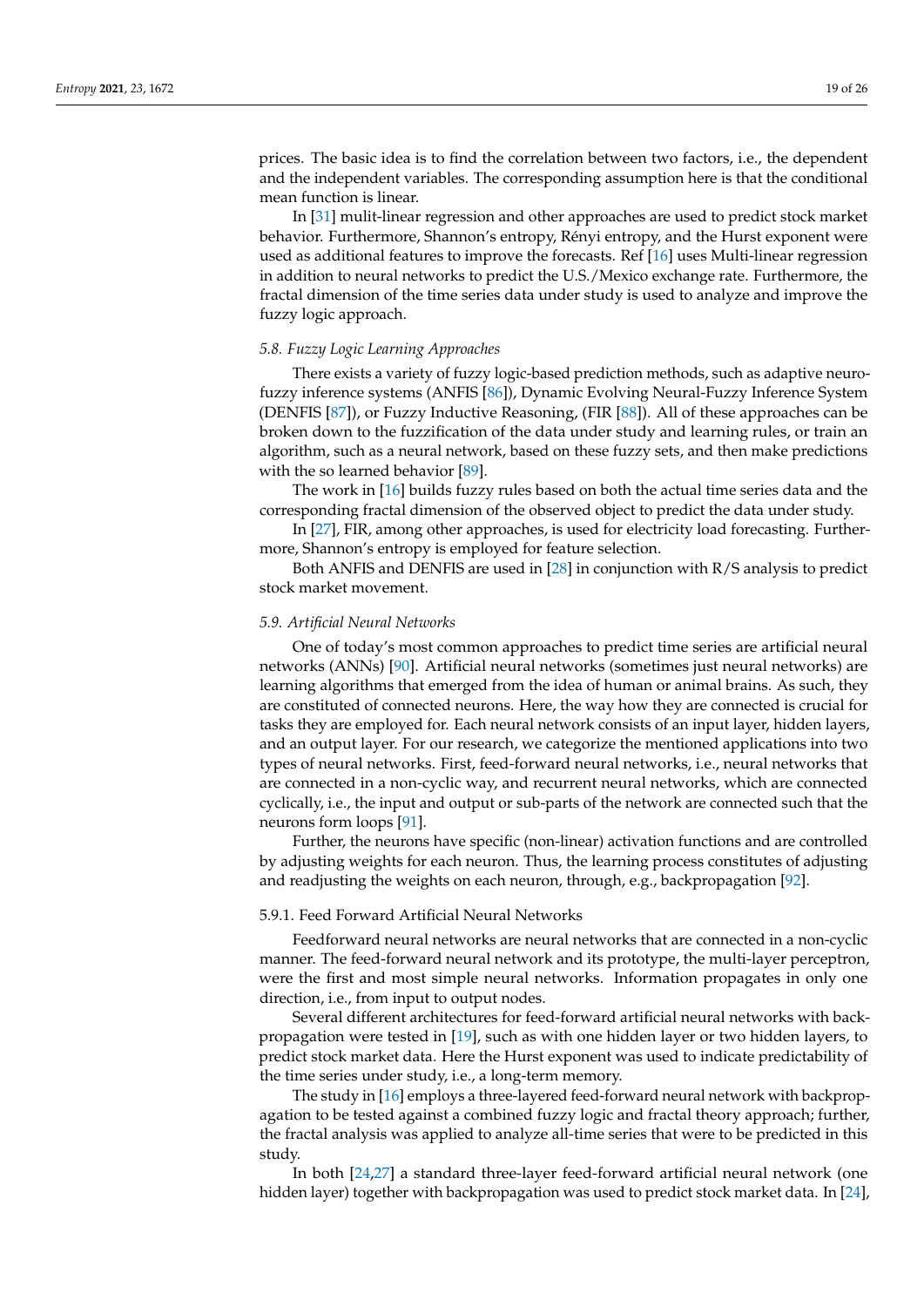prices. The basic idea is to find the correlation between two factors, i.e., the dependent and the independent variables. The corresponding assumption here is that the conditional mean function is linear.

In [31] mulit-linear regression and other approaches are used to predict stock market behavior. Furthermore, Shannon's entropy, Rényi entropy, and the Hurst exponent were used as additional features to improve the forecasts. Ref [16] uses Multi-linear regression in addition to neural networks to predict the U.S./Mexico exchange rate. Furthermore, the fractal dimension of the time series data under study is used to analyze and improve the fuzzy logic approach.

### *5.8. Fuzzy Logic Learning Approaches*

There exists a variety of fuzzy logic-based prediction methods, such as adaptive neuro-fuzzy inference systems (ANFIS [86]), Dynamic Evolving Neural-Fuzzy Inference System (DENFIS [87]), or Fuzzy Inductive Reasoning, (FIR [88]). All of these approaches can be broken down to the fuzzification of the data under study and learning rules, or train an algorithm, such as a neural network, based on these fuzzy sets, and then make predictions with the so learned behavior [89].

The work in [16] builds fuzzy rules based on both the actual time series data and the corresponding fractal dimension of the observed object to predict the data under study.

In [27], FIR, among other approaches, is used for electricity load forecasting. Furthermore, Shannon's entropy is employed for feature selection.

Both ANFIS and DENFIS are used in [28] in conjunction with R/S analysis to predict stock market movement.

### *5.9. Artificial Neural Networks*

One of today's most common approaches to predict time series are artificial neural networks (ANNs) [90]. Artificial neural networks (sometimes just neural networks) are learning algorithms that emerged from the idea of human or animal brains. As such, they are constituted of connected neurons. Here, the way how they are connected is crucial for tasks they are employed for. Each neural network consists of an input layer, hidden layers, and an output layer. For our research, we categorize the mentioned applications into two types of neural networks. First, feed-forward neural networks, i.e., neural networks that are connected in a non-cyclic way, and recurrent neural networks, which are connected cyclically, i.e., the input and output or sub-parts of the network are connected such that the neurons form loops [91].

Further, the neurons have specific (non-linear) activation functions and are controlled by adjusting weights for each neuron. Thus, the learning process constitutes of adjusting and readjusting the weights on each neuron, through, e.g., backpropagation [92].

#### 5.9.1. Feed Forward Artificial Neural Networks

Feedforward neural networks are neural networks that are connected in a non-cyclic manner. The feed-forward neural network and its prototype, the multi-layer perceptron, were the first and most simple neural networks. Information propagates in only one direction, i.e., from input to output nodes.

Several different architectures for feed-forward artificial neural networks with back-propagation were tested in [19], such as with one hidden layer or two hidden layers, to predict stock market data. Here the Hurst exponent was used to indicate predictability of the time series under study, i.e., a long-term memory.

The study in [16] employs a three-layered feed-forward neural network with backpropagation to be tested against a combined fuzzy logic and fractal theory approach; further, the fractal analysis was applied to analyze all-time series that were to be predicted in this study.

In both [24,27] a standard three-layer feed-forward artificial neural network (one hidden layer) together with backpropagation was used to predict stock market data. In [24],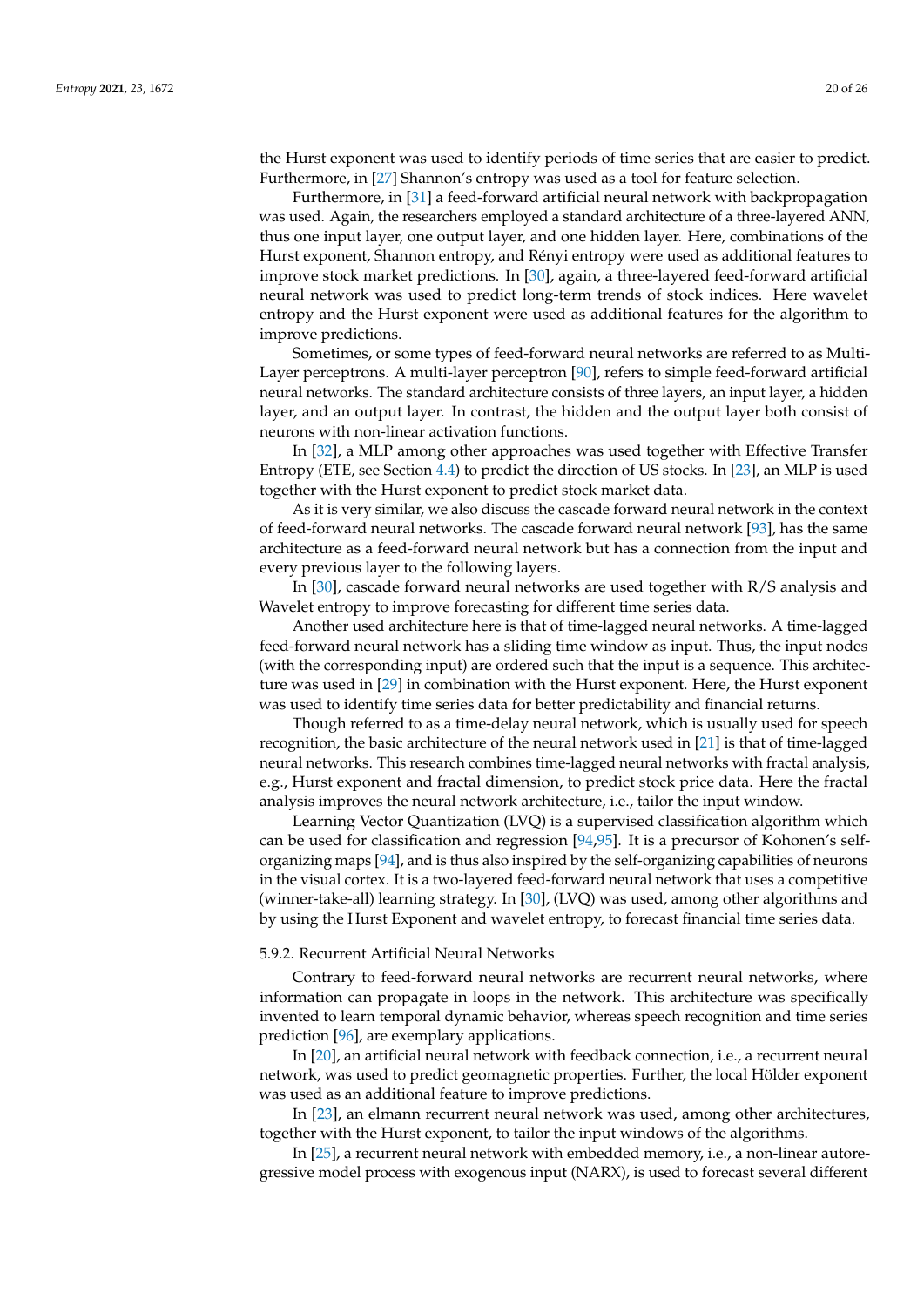the Hurst exponent was used to identify periods of time series that are easier to predict. Furthermore, in [27] Shannon's entropy was used as a tool for feature selection.

Furthermore, in [31] a feed-forward artificial neural network with backpropagation was used. Again, the researchers employed a standard architecture of a three-layered ANN, thus one input layer, one output layer, and one hidden layer. Here, combinations of the Hurst exponent, Shannon entropy, and Rényi entropy were used as additional features to improve stock market predictions. In [30], again, a three-layered feed-forward artificial neural network was used to predict long-term trends of stock indices. Here wavelet entropy and the Hurst exponent were used as additional features for the algorithm to improve predictions.

Sometimes, or some types of feed-forward neural networks are referred to as Multi-Layer perceptrons. A multi-layer perceptron [90], refers to simple feed-forward artificial neural networks. The standard architecture consists of three layers, an input layer, a hidden layer, and an output layer. In contrast, the hidden and the output layer both consist of neurons with non-linear activation functions.

In [32], a MLP among other approaches was used together with Effective Transfer Entropy (ETE, see Section 4.4) to predict the direction of US stocks. In [23], an MLP is used together with the Hurst exponent to predict stock market data.

As it is very similar, we also discuss the cascade forward neural network in the context of feed-forward neural networks. The cascade forward neural network [93], has the same architecture as a feed-forward neural network but has a connection from the input and every previous layer to the following layers.

In [30], cascade forward neural networks are used together with R/S analysis and Wavelet entropy to improve forecasting for different time series data.

Another used architecture here is that of time-lagged neural networks. A time-lagged feed-forward neural network has a sliding time window as input. Thus, the input nodes (with the corresponding input) are ordered such that the input is a sequence. This architecture was used in [29] in combination with the Hurst exponent. Here, the Hurst exponent was used to identify time series data for better predictability and financial returns.

Though referred to as a time-delay neural network, which is usually used for speech recognition, the basic architecture of the neural network used in [21] is that of time-lagged neural networks. This research combines time-lagged neural networks with fractal analysis, e.g., Hurst exponent and fractal dimension, to predict stock price data. Here the fractal analysis improves the neural network architecture, i.e., tailor the input window.

Learning Vector Quantization (LVQ) is a supervised classification algorithm which can be used for classification and regression [94,95]. It is a precursor of Kohonen's self-organizing maps [94], and is thus also inspired by the self-organizing capabilities of neurons in the visual cortex. It is a two-layered feed-forward neural network that uses a competitive (winner-take-all) learning strategy. In [30], (LVQ) was used, among other algorithms and by using the Hurst Exponent and wavelet entropy, to forecast financial time series data.

#### 5.9.2. Recurrent Artificial Neural Networks

Contrary to feed-forward neural networks are recurrent neural networks, where information can propagate in loops in the network. This architecture was specifically invented to learn temporal dynamic behavior, whereas speech recognition and time series prediction [96], are exemplary applications.

In [20], an artificial neural network with feedback connection, i.e., a recurrent neural network, was used to predict geomagnetic properties. Further, the local Hölder exponent was used as an additional feature to improve predictions.

In [23], an elmann recurrent neural network was used, among other architectures, together with the Hurst exponent, to tailor the input windows of the algorithms.

In [25], a recurrent neural network with embedded memory, i.e., a non-linear autoregressive model process with exogenous input (NARX), is used to forecast several different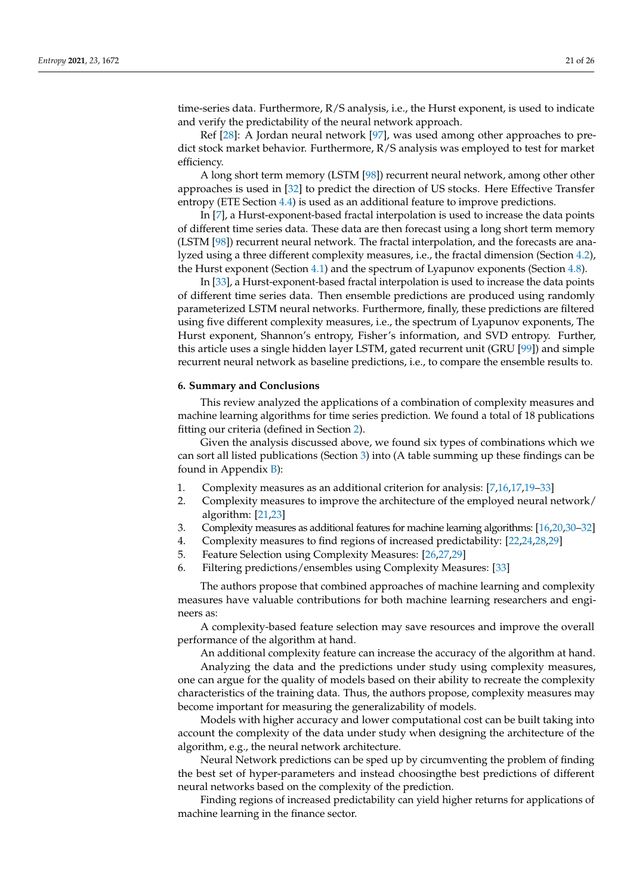time-series data. Furthermore, R/S analysis, i.e., the Hurst exponent, is used to indicate and verify the predictability of the neural network approach.

Ref [28]: A Jordan neural network [97], was used among other approaches to predict stock market behavior. Furthermore, R/S analysis was employed to test for market efficiency.

A long short term memory (LSTM [98]) recurrent neural network, among other other approaches is used in [32] to predict the direction of US stocks. Here Effective Transfer entropy (ETE Section 4.4) is used as an additional feature to improve predictions.

In [7], a Hurst-exponent-based fractal interpolation is used to increase the data points of different time series data. These data are then forecast using a long short term memory (LSTM [98]) recurrent neural network. The fractal interpolation, and the forecasts are analyzed using a three different complexity measures, i.e., the fractal dimension (Section 4.2), the Hurst exponent (Section 4.1) and the spectrum of Lyapunov exponents (Section 4.8).

In [33], a Hurst-exponent-based fractal interpolation is used to increase the data points of different time series data. Then ensemble predictions are produced using randomly parameterized LSTM neural networks. Furthermore, finally, these predictions are filtered using five different complexity measures, i.e., the spectrum of Lyapunov exponents, The Hurst exponent, Shannon's entropy, Fisher's information, and SVD entropy. Further, this article uses a single hidden layer LSTM, gated recurrent unit (GRU [99]) and simple recurrent neural network as baseline predictions, i.e., to compare the ensemble results to.

## 6. Summary and Conclusions

This review analyzed the applications of a combination of complexity measures and machine learning algorithms for time series prediction. We found a total of 18 publications fitting our criteria (defined in Section 2).

Given the analysis discussed above, we found six types of combinations which we can sort all listed publications (Section 3) into (A table summing up these findings can be found in Appendix B):

1. Complexity measures as an additional criterion for analysis: [7,16,17,19–33]
2. Complexity measures to improve the architecture of the employed neural network/ algorithm: [21,23]
3. Complexity measures as additional features for machine learning algorithms: [16,20,30–32]
4. Complexity measures to find regions of increased predictability: [22,24,28,29]
5. Feature Selection using Complexity Measures: [26,27,29]
6. Filtering predictions/ensembles using Complexity Measures: [33]

The authors propose that combined approaches of machine learning and complexity measures have valuable contributions for both machine learning researchers and engineers as:

A complexity-based feature selection may save resources and improve the overall performance of the algorithm at hand.

An additional complexity feature can increase the accuracy of the algorithm at hand.

Analyzing the data and the predictions under study using complexity measures, one can argue for the quality of models based on their ability to recreate the complexity characteristics of the training data. Thus, the authors propose, complexity measures may become important for measuring the generalizability of models.

Models with higher accuracy and lower computational cost can be built taking into account the complexity of the data under study when designing the architecture of the algorithm, e.g., the neural network architecture.

Neural Network predictions can be sped up by circumventing the problem of finding the best set of hyper-parameters and instead choosingthe best predictions of different neural networks based on the complexity of the prediction.

Finding regions of increased predictability can yield higher returns for applications of machine learning in the finance sector.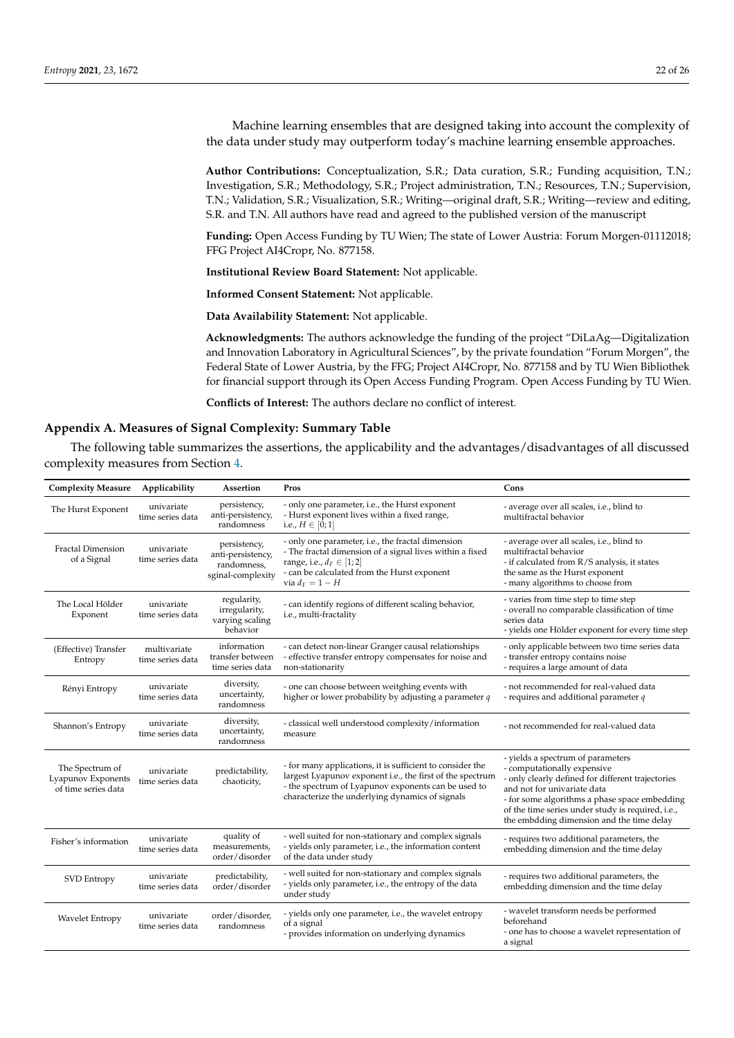Machine learning ensembles that are designed taking into account the complexity of the data under study may outperform today's machine learning ensemble approaches.

**Author Contributions:** Conceptualization, S.R.; Data curation, S.R.; Funding acquisition, T.N.; Investigation, S.R.; Methodology, S.R.; Project administration, T.N.; Resources, T.N.; Supervision, T.N.; Validation, S.R.; Visualization, S.R.; Writing—original draft, S.R.; Writing—review and editing, S.R. and T.N. All authors have read and agreed to the published version of the manuscript

**Funding:** Open Access Funding by TU Wien; The state of Lower Austria: Forum Morgen-01112018; FFG Project AI4Cropr, No. 877158.

**Institutional Review Board Statement:** Not applicable.

**Informed Consent Statement:** Not applicable.

**Data Availability Statement:** Not applicable.

**Acknowledgments:** The authors acknowledge the funding of the project "DiLaAg—Digitalization and Innovation Laboratory in Agricultural Sciences", by the private foundation "Forum Morgen", the Federal State of Lower Austria, by the FFG; Project AI4Cropr, No. 877158 and by TU Wien Bibliothek for financial support through its Open Access Funding Program. Open Access Funding by TU Wien.

**Conflicts of Interest:** The authors declare no conflict of interest.

## Appendix A. Measures of Signal Complexity: Summary Table

The following table summarizes the assertions, the applicability and the advantages/disadvantages of all discussed complexity measures from Section 4.

| Complexity Measure | Applicability | Assertion | Pros | Cons |
|---|---|---|---|---|
| The Hurst Exponent | univariate time series data | persistency, anti-persistency, randomness | - only one parameter, i.e., the Hurst exponent<br>- Hurst exponent lives within a fixed range, i.e., $H \in [0;1]$ | - average over all scales, i.e., blind to multifractal behavior |
| Fractal Dimension of a Signal | univariate time series data | persistency, anti-persistency, randomness, sginal-complexity | - only one parameter, i.e., the fractal dimension<br>- The fractal dimension of a signal lives within a fixed range, i.e., $d_F \in [1;2]$<br>- can be calculated from the Hurst exponent via $d_F = 1 - H$ | - average over all scales, i.e., blind to multifractal behavior<br>- if calculated from R/S analysis, it states the same as the Hurst exponent<br>- many algorithms to choose from |
| The Local Hölder Exponent | univariate time series data | regularity, irregularity, varying scaling behavior | - can identify regions of different scaling behavior, i.e., multi-fractality | - varies from time step to time step<br>- overall no comparable classification of time series data<br>- yields one Hölder exponent for every time step |
| (Effective) Transfer Entropy | multivariate time series data | information transfer between time series data | - can detect non-linear Granger causal relationships<br>- effective transfer entropy compensates for noise and non-stationarity | - only applicable between two time series data<br>- transfer entropy contains noise<br>- requires a large amount of data |
| Rényi Entropy | univariate time series data | diversity, uncertainty, randomness | - one can choose between weitghing events with higher or lower probability by adjusting a parameter $q$ | - not recommended for real-valued data<br>- requires and additional parameter $q$ |
| Shannon's Entropy | univariate time series data | diversity, uncertainty, randomness | - classical well understood complexity/information measure | - not recommended for real-valued data |
| The Spectrum of Lyapunov Exponents of time series data | univariate time series data | predictability, chaoticity, | - for many applications, it is sufficient to consider the largest Lyapunov exponent i.e., the first of the spectrum<br>- the spectrum of Lyapunov exponents can be used to characterize the underlying dynamics of signals | - yields a spectrum of parameters<br>- computationally expensive<br>- only clearly defined for different trajectories and not for univariate data<br>- for some algorithms a phase space embedding of the time series under study is required, i.e., the embdding dimension and the time delay |
| Fisher's information | univariate time series data | quality of measurements, order/disorder | - well suited for non-stationary and complex signals<br>- yields only parameter, i.e., the information content of the data under study | - requires two additional parameters, the embedding dimension and the time delay |
| SVD Entropy | univariate time series data | predictability, order/disorder | - well suited for non-stationary and complex signals<br>- yields only parameter, i.e., the entropy of the data under study | - requires two additional parameters, the embedding dimension and the time delay |
| Wavelet Entropy | univariate time series data | order/disorder, randomness | - yields only one parameter, i.e., the wavelet entropy of a signal<br>- provides information on underlying dynamics | - wavelet transform needs be performed beforehand<br>- one has to choose a wavelet representation of a signal |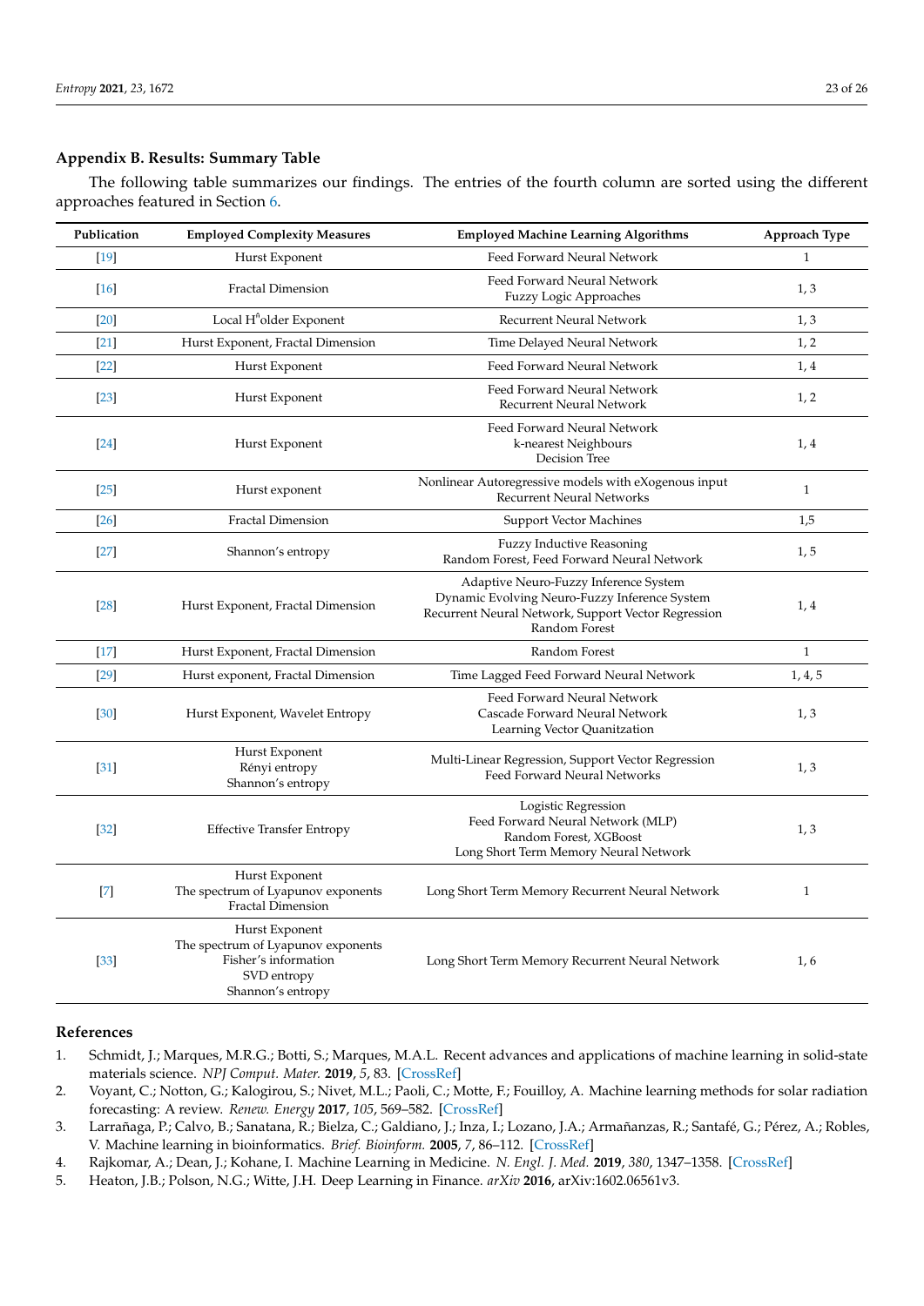## Appendix B. Results: Summary Table

The following table summarizes our findings. The entries of the fourth column are sorted using the different approaches featured in Section 6.

| Publication | Employed Complexity Measures | Employed Machine Learning Algorithms | Approach Type |
|---|---|---|---|
| [19] | Hurst Exponent | Feed Forward Neural Network | 1 |
| [16] | Fractal Dimension | Feed Forward Neural Network<br>Fuzzy Logic Approaches | 1, 3 |
| [20] | Local H$\ddot{o}$older Exponent | Recurrent Neural Network | 1, 3 |
| [21] | Hurst Exponent, Fractal Dimension | Time Delayed Neural Network | 1, 2 |
| [22] | Hurst Exponent | Feed Forward Neural Network | 1, 4 |
| [23] | Hurst Exponent | Feed Forward Neural Network<br>Recurrent Neural Network | 1, 2 |
| [24] | Hurst Exponent | Feed Forward Neural Network<br>k-nearest Neighbours<br>Decision Tree | 1, 4 |
| [25] | Hurst exponent | Nonlinear Autoregressive models with eXogenous input<br>Recurrent Neural Networks | 1 |
| [26] | Fractal Dimension | Support Vector Machines | 1,5 |
| [27] | Shannon's entropy | Fuzzy Inductive Reasoning<br>Random Forest, Feed Forward Neural Network | 1, 5 |
| [28] | Hurst Exponent, Fractal Dimension | Adaptive Neuro-Fuzzy Inference System<br>Dynamic Evolving Neuro-Fuzzy Inference System<br>Recurrent Neural Network, Support Vector Regression<br>Random Forest | 1, 4 |
| [17] | Hurst Exponent, Fractal Dimension | Random Forest | 1 |
| [29] | Hurst exponent, Fractal Dimension | Time Lagged Feed Forward Neural Network | 1, 4, 5 |
| [30] | Hurst Exponent, Wavelet Entropy | Feed Forward Neural Network<br>Cascade Forward Neural Network<br>Learning Vector Quanitzation | 1, 3 |
| [31] | Hurst Exponent<br>Rényi entropy<br>Shannon's entropy | Multi-Linear Regression, Support Vector Regression<br>Feed Forward Neural Networks | 1, 3 |
| [32] | Effective Transfer Entropy | Logistic Regression<br>Feed Forward Neural Network (MLP)<br>Random Forest, XGBoost<br>Long Short Term Memory Neural Network | 1, 3 |
| [7] | Hurst Exponent<br>The spectrum of Lyapunov exponents<br>Fractal Dimension | Long Short Term Memory Recurrent Neural Network | 1 |
| [33] | Hurst Exponent<br>The spectrum of Lyapunov exponents<br>Fisher's information<br>SVD entropy<br>Shannon's entropy | Long Short Term Memory Recurrent Neural Network | 1, 6 |

## References

1. Schmidt, J.; Marques, M.R.G.; Botti, S.; Marques, M.A.L. Recent advances and applications of machine learning in solid-state materials science. *NPJ Comput. Mater.* **2019**, *5*, 83. [CrossRef]
2. Voyant, C.; Notton, G.; Kalogirou, S.; Nivet, M.L.; Paoli, C.; Motte, F.; Fouilloy, A. Machine learning methods for solar radiation forecasting: A review. *Renew. Energy* **2017**, *105*, 569–582. [CrossRef]
3. Larrañaga, P.; Calvo, B.; Sanatana, R.; Bielza, C.; Galdiano, J.; Inza, I.; Lozano, J.A.; Armañanzas, R.; Santafé, G.; Pérez, A.; Robles, V. Machine learning in bioinformatics. *Brief. Bioinform.* **2005**, *7*, 86–112. [CrossRef]
4. Rajkomar, A.; Dean, J.; Kohane, I. Machine Learning in Medicine. *N. Engl. J. Med.* **2019**, *380*, 1347–1358. [CrossRef]
5. Heaton, J.B.; Polson, N.G.; Witte, J.H. Deep Learning in Finance. *arXiv* **2016**, arXiv:1602.06561v3.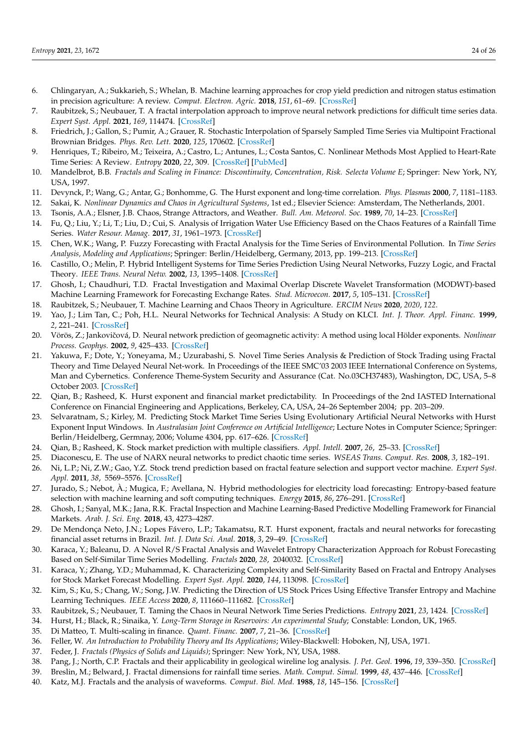6. Chlingaryan, A.; Sukkarieh, S.; Whelan, B. Machine learning approaches for crop yield prediction and nitrogen status estimation in precision agriculture: A review. *Comput. Electron. Agric.* **2018**, *151*, 61–69. [CrossRef]
7. Raubitzek, S.; Neubauer, T. A fractal interpolation approach to improve neural network predictions for difficult time series data. *Expert Syst. Appl.* **2021**, *169*, 114474. [CrossRef]
8. Friedrich, J.; Gallon, S.; Pumir, A.; Grauer, R. Stochastic Interpolation of Sparsely Sampled Time Series via Multipoint Fractional Brownian Bridges. *Phys. Rev. Lett.* **2020**, *125*, 170602. [CrossRef]
9. Henriques, T.; Ribeiro, M.; Teixeira, A.; Castro, L.; Antunes, L.; Costa Santos, C. Nonlinear Methods Most Applied to Heart-Rate Time Series: A Review. *Entropy* **2020**, *22*, 309. [CrossRef] [PubMed]
10. Mandelbrot, B.B. *Fractals and Scaling in Finance: Discontinuity, Concentration, Risk. Selecta Volume E*; Springer: New York, NY, USA, 1997.
11. Devynck, P.; Wang, G.; Antar, G.; Bonhomme, G. The Hurst exponent and long-time correlation. *Phys. Plasmas* **2000**, *7*, 1181–1183.
12. Sakai, K. *Nonlinear Dynamics and Chaos in Agricultural Systems*, 1st ed.; Elsevier Science: Amsterdam, The Netherlands, 2001.
13. Tsonis, A.A.; Elsner, J.B. Chaos, Strange Attractors, and Weather. *Bull. Am. Meteorol. Soc.* **1989**, *70*, 14–23. [CrossRef]
14. Fu, Q.; Liu, Y.; Li, T.; Liu, D.; Cui, S. Analysis of Irrigation Water Use Efficiency Based on the Chaos Features of a Rainfall Time Series. *Water Resour. Manag.* **2017**, *31*, 1961–1973. [CrossRef]
15. Chen, W.K.; Wang, P. Fuzzy Forecasting with Fractal Analysis for the Time Series of Environmental Pollution. In *Time Series Analysis, Modeling and Applications*; Springer: Berlin/Heidelberg, Germany, 2013, pp. 199–213. [CrossRef]
16. Castillo, O.; Melin, P. Hybrid Intelligent Systems for Time Series Prediction Using Neural Networks, Fuzzy Logic, and Fractal Theory. *IEEE Trans. Neural Netw.* **2002**, *13*, 1395–1408. [CrossRef]
17. Ghosh, I.; Chaudhuri, T.D. Fractal Investigation and Maximal Overlap Discrete Wavelet Transformation (MODWT)-based Machine Learning Framework for Forecasting Exchange Rates. *Stud. Microecon.* **2017**, *5*, 105–131. [CrossRef]
18. Raubitzek, S.; Neubauer, T. Machine Learning and Chaos Theory in Agriculture. *ERCIM News* **2020**, *2020*, *122*.
19. Yao, J.; Lim Tan, C.; Poh, H.L. Neural Networks for Technical Analysis: A Study on KLCI. *Int. J. Theor. Appl. Financ.* **1999**, *2*, 221–241. [CrossRef]
20. Vörös, Z.; Jankovičová, D. Neural network prediction of geomagnetic activity: A method using local Hölder exponents. *Nonlinear Process. Geophys.* **2002**, *9*, 425–433. [CrossRef]
21. Yakuwa, F.; Dote, Y.; Yoneyama, M.; Uzurabashi, S. Novel Time Series Analysis & Prediction of Stock Trading using Fractal Theory and Time Delayed Neural Net-work. In Proceedings of the IEEE SMC'03 2003 IEEE International Conference on Systems, Man and Cybernetics. Conference Theme-System Security and Assurance (Cat. No.03CH37483), Washington, DC, USA, 5–8 October 2003. [CrossRef]
22. Qian, B.; Rasheed, K. Hurst exponent and financial market predictability. In Proceedings of the 2nd IASTED International Conference on Financial Engineering and Applications, Berkeley, CA, USA, 24–26 September 2004; pp. 203–209.
23. Selvaratnam, S.; Kirley, M. Predicting Stock Market Time Series Using Evolutionary Artificial Neural Networks with Hurst Exponent Input Windows. In *Australasian Joint Conference on Artificial Intelligence*; Lecture Notes in Computer Science; Springer: Berlin/Heidelberg, Germnay, 2006; Volume 4304, pp. 617–626. [CrossRef]
24. Qian, B.; Rasheed, K. Stock market prediction with multiple classifiers. *Appl. Intell.* **2007**, *26*, 25–33. [CrossRef]
25. Diaconescu, E. The use of NARX neural networks to predict chaotic time series. *WSEAS Trans. Comput. Res.* **2008**, *3*, 182–191.
26. Ni, L.P.; Ni, Z.W.; Gao, Y.Z. Stock trend prediction based on fractal feature selection and support vector machine. *Expert Syst. Appl.* **2011**, *38*, 5569–5576. [CrossRef]
27. Jurado, S.; Nebot, À.; Mugica, F.; Avellana, N. Hybrid methodologies for electricity load forecasting: Entropy-based feature selection with machine learning and soft computing techniques. *Energy* **2015**, *86*, 276–291. [CrossRef]
28. Ghosh, I.; Sanyal, M.K.; Jana, R.K. Fractal Inspection and Machine Learning-Based Predictive Modelling Framework for Financial Markets. *Arab. J. Sci. Eng.* **2018**, 43, 4273–4287.
29. De Mendonça Neto, J.N.; Lopes Fávero, L.P.; Takamatsu, R.T. Hurst exponent, fractals and neural networks for forecasting financial asset returns in Brazil. *Int. J. Data Sci. Anal.* **2018**, *3*, 29–49. [CrossRef]
30. Karaca, Y.; Baleanu, D. A Novel R/S Fractal Analysis and Wavelet Entropy Characterization Approach for Robust Forecasting Based on Self-Similar Time Series Modelling. *Fractals* **2020**, *28*, 2040032. [CrossRef]
31. Karaca, Y.; Zhang, Y.D.; Muhammad, K. Characterizing Complexity and Self-Similarity Based on Fractal and Entropy Analyses for Stock Market Forecast Modelling. *Expert Syst. Appl.* **2020**, *144*, 113098. [CrossRef]
32. Kim, S.; Ku, S.; Chang, W.; Song, J.W. Predicting the Direction of US Stock Prices Using Effective Transfer Entropy and Machine Learning Techniques. *IEEE Access* **2020**, *8*, 111660–111682. [CrossRef]
33. Raubitzek, S.; Neubauer, T. Taming the Chaos in Neural Network Time Series Predictions. *Entropy* **2021**, *23*, 1424. [CrossRef]
34. Hurst, H.; Black, R.; Sinaika, Y. *Long-Term Storage in Reservoirs: An experimental Study*; Constable: London, UK, 1965.
35. Di Matteo, T. Multi-scaling in finance. *Quant. Financ.* **2007**, *7*, 21–36. [CrossRef]
36. Feller, W. *An Introduction to Probability Theory and Its Applications*; Wiley-Blackwell: Hoboken, NJ, USA, 1971.
37. Feder, J. *Fractals (Physics of Solids and Liquids)*; Springer: New York, NY, USA, 1988.
38. Pang, J.; North, C.P. Fractals and their applicability in geological wireline log analysis. *J. Pet. Geol.* **1996**, *19*, 339–350. [CrossRef]
39. Breslin, M.; Belward, J. Fractal dimensions for rainfall time series. *Math. Comput. Simul.* **1999**, *48*, 437–446. [CrossRef]
40. Katz, M.J. Fractals and the analysis of waveforms. *Comput. Biol. Med.* **1988**, *18*, 145–156. [CrossRef]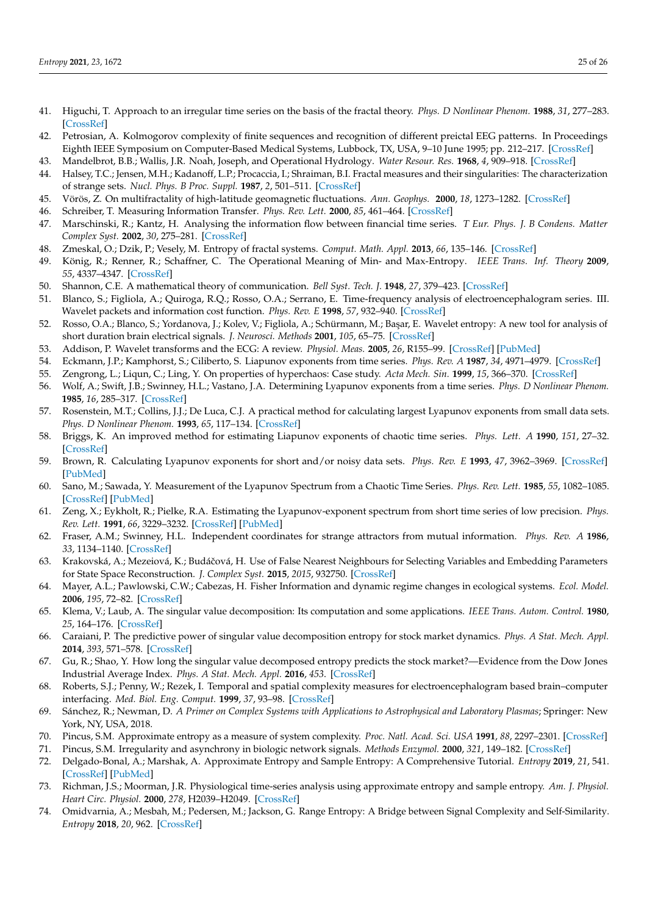41. Higuchi, T. Approach to an irregular time series on the basis of the fractal theory. *Phys. D Nonlinear Phenom.* **1988**, *31*, 277–283. [CrossRef]
42. Petrosian, A. Kolmogorov complexity of finite sequences and recognition of different preictal EEG patterns. In Proceedings Eighth IEEE Symposium on Computer-Based Medical Systems, Lubbock, TX, USA, 9–10 June 1995; pp. 212–217. [CrossRef]
43. Mandelbrot, B.B.; Wallis, J.R. Noah, Joseph, and Operational Hydrology. *Water Resour. Res.* **1968**, *4*, 909–918. [CrossRef]
44. Halsey, T.C.; Jensen, M.H.; Kadanoff, L.P.; Procaccia, I.; Shraiman, B.I. Fractal measures and their singularities: The characterization of strange sets. *Nucl. Phys. B Proc. Suppl.* **1987**, *2*, 501–511. [CrossRef]
45. Vörös, Z. On multifractality of high-latitude geomagnetic fluctuations. *Ann. Geophys.* **2000**, *18*, 1273–1282. [CrossRef]
46. Schreiber, T. Measuring Information Transfer. *Phys. Rev. Lett.* **2000**, *85*, 461–464. [CrossRef]
47. Marschinski, R.; Kantz, H. Analysing the information flow between financial time series. *T Eur. Phys. J. B Condens. Matter Complex Syst.* **2002**, *30*, 275–281. [CrossRef]
48. Zmeskal, O.; Dzik, P.; Vesely, M. Entropy of fractal systems. *Comput. Math. Appl.* **2013**, *66*, 135–146. [CrossRef]
49. König, R.; Renner, R.; Schaffner, C. The Operational Meaning of Min- and Max-Entropy. *IEEE Trans. Inf. Theory* **2009**, *55*, 4337–4347. [CrossRef]
50. Shannon, C.E. A mathematical theory of communication. *Bell Syst. Tech. J.* **1948**, *27*, 379–423. [CrossRef]
51. Blanco, S.; Figliola, A.; Quiroga, R.Q.; Rosso, O.A.; Serrano, E. Time-frequency analysis of electroencephalogram series. III. Wavelet packets and information cost function. *Phys. Rev. E* **1998**, *57*, 932–940. [CrossRef]
52. Rosso, O.A.; Blanco, S.; Yordanova, J.; Kolev, V.; Figliola, A.; Schürmann, M.; Başar, E. Wavelet entropy: A new tool for analysis of short duration brain electrical signals. *J. Neurosci. Methods* **2001**, *105*, 65–75. [CrossRef]
53. Addison, P. Wavelet transforms and the ECG: A review. *Physiol. Meas.* **2005**, *26*, R155–99. [CrossRef] [PubMed]
54. Eckmann, J.P.; Kamphorst, S.; Ciliberto, S. Liapunov exponents from time series. *Phys. Rev. A* **1987**, *34*, 4971–4979. [CrossRef]
55. Zengrong, L.; Liqun, C.; Ling, Y. On properties of hyperchaos: Case study. *Acta Mech. Sin.* **1999**, *15*, 366–370. [CrossRef]
56. Wolf, A.; Swift, J.B.; Swinney, H.L.; Vastano, J.A. Determining Lyapunov exponents from a time series. *Phys. D Nonlinear Phenom.* **1985**, *16*, 285–317. [CrossRef]
57. Rosenstein, M.T.; Collins, J.J.; De Luca, C.J. A practical method for calculating largest Lyapunov exponents from small data sets. *Phys. D Nonlinear Phenom.* **1993**, *65*, 117–134. [CrossRef]
58. Briggs, K. An improved method for estimating Liapunov exponents of chaotic time series. *Phys. Lett. A* **1990**, *151*, 27–32. [CrossRef]
59. Brown, R. Calculating Lyapunov exponents for short and/or noisy data sets. *Phys. Rev. E* **1993**, *47*, 3962–3969. [CrossRef] [PubMed]
60. Sano, M.; Sawada, Y. Measurement of the Lyapunov Spectrum from a Chaotic Time Series. *Phys. Rev. Lett.* **1985**, *55*, 1082–1085. [CrossRef] [PubMed]
61. Zeng, X.; Eykholt, R.; Pielke, R.A. Estimating the Lyapunov-exponent spectrum from short time series of low precision. *Phys. Rev. Lett.* **1991**, *66*, 3229–3232. [CrossRef] [PubMed]
62. Fraser, A.M.; Swinney, H.L. Independent coordinates for strange attractors from mutual information. *Phys. Rev. A* **1986**, *33*, 1134–1140. [CrossRef]
63. Krakovská, A.; Mezeiová, K.; Budáčová, H. Use of False Nearest Neighbours for Selecting Variables and Embedding Parameters for State Space Reconstruction. *J. Complex Syst.* **2015**, *2015*, 932750. [CrossRef]
64. Mayer, A.L.; Pawlowski, C.W.; Cabezas, H. Fisher Information and dynamic regime changes in ecological systems. *Ecol. Model.* **2006**, *195*, 72–82. [CrossRef]
65. Klema, V.; Laub, A. The singular value decomposition: Its computation and some applications. *IEEE Trans. Autom. Control.* **1980**, *25*, 164–176. [CrossRef]
66. Caraiani, P. The predictive power of singular value decomposition entropy for stock market dynamics. *Phys. A Stat. Mech. Appl.* **2014**, *393*, 571–578. [CrossRef]
67. Gu, R.; Shao, Y. How long the singular value decomposed entropy predicts the stock market?—Evidence from the Dow Jones Industrial Average Index. *Phys. A Stat. Mech. Appl.* **2016**, *453*. [CrossRef]
68. Roberts, S.J.; Penny, W.; Rezek, I. Temporal and spatial complexity measures for electroencephalogram based brain–computer interfacing. *Med. Biol. Eng. Comput.* **1999**, *37*, 93–98. [CrossRef]
69. Sánchez, R.; Newman, D. *A Primer on Complex Systems with Applications to Astrophysical and Laboratory Plasmas*; Springer: New York, NY, USA, 2018.
70. Pincus, S.M. Approximate entropy as a measure of system complexity. *Proc. Natl. Acad. Sci. USA* **1991**, *88*, 2297–2301. [CrossRef]
71. Pincus, S.M. Irregularity and asynchrony in biologic network signals. *Methods Enzymol.* **2000**, *321*, 149–182. [CrossRef]
72. Delgado-Bonal, A.; Marshak, A. Approximate Entropy and Sample Entropy: A Comprehensive Tutorial. *Entropy* **2019**, *21*, 541. [CrossRef] [PubMed]
73. Richman, J.S.; Moorman, J.R. Physiological time-series analysis using approximate entropy and sample entropy. *Am. J. Physiol. Heart Circ. Physiol.* **2000**, *278*, H2039–H2049. [CrossRef]
74. Omidvarnia, A.; Mesbah, M.; Pedersen, M.; Jackson, G. Range Entropy: A Bridge between Signal Complexity and Self-Similarity. *Entropy* **2018**, *20*, 962. [CrossRef]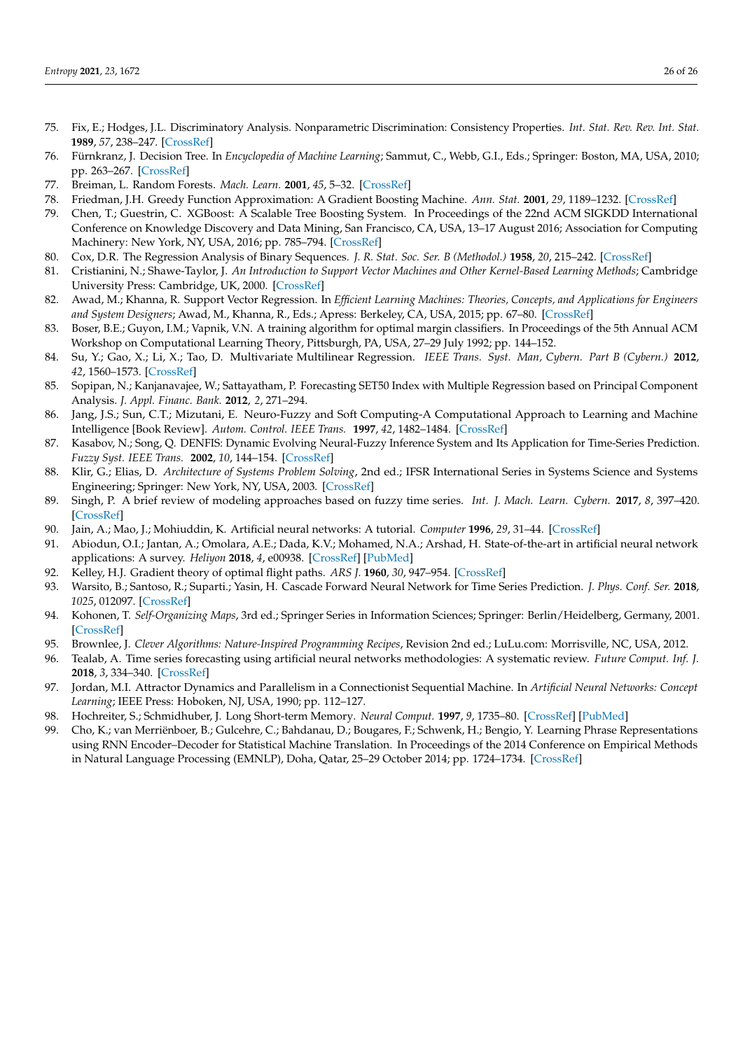75. Fix, E.; Hodges, J.L. Discriminatory Analysis. Nonparametric Discrimination: Consistency Properties. *Int. Stat. Rev. Rev. Int. Stat.* **1989**, *57*, 238–247. [CrossRef]
76. Fürnkranz, J. Decision Tree. In *Encyclopedia of Machine Learning*; Sammut, C., Webb, G.I., Eds.; Springer: Boston, MA, USA, 2010; pp. 263–267. [CrossRef]
77. Breiman, L. Random Forests. *Mach. Learn.* **2001**, *45*, 5–32. [CrossRef]
78. Friedman, J.H. Greedy Function Approximation: A Gradient Boosting Machine. *Ann. Stat.* **2001**, *29*, 1189–1232. [CrossRef]
79. Chen, T.; Guestrin, C. XGBoost: A Scalable Tree Boosting System. In Proceedings of the 22nd ACM SIGKDD International Conference on Knowledge Discovery and Data Mining, San Francisco, CA, USA, 13–17 August 2016; Association for Computing Machinery: New York, NY, USA, 2016; pp. 785–794. [CrossRef]
80. Cox, D.R. The Regression Analysis of Binary Sequences. *J. R. Stat. Soc. Ser. B (Methodol.)* **1958**, *20*, 215–242. [CrossRef]
81. Cristianini, N.; Shawe-Taylor, J. *An Introduction to Support Vector Machines and Other Kernel-Based Learning Methods*; Cambridge University Press: Cambridge, UK, 2000. [CrossRef]
82. Awad, M.; Khanna, R. Support Vector Regression. In *Efficient Learning Machines: Theories, Concepts, and Applications for Engineers and System Designers*; Awad, M., Khanna, R., Eds.; Apress: Berkeley, CA, USA, 2015; pp. 67–80. [CrossRef]
83. Boser, B.E.; Guyon, I.M.; Vapnik, V.N. A training algorithm for optimal margin classifiers. In Proceedings of the 5th Annual ACM Workshop on Computational Learning Theory, Pittsburgh, PA, USA, 27–29 July 1992; pp. 144–152.
84. Su, Y.; Gao, X.; Li, X.; Tao, D. Multivariate Multilinear Regression. *IEEE Trans. Syst. Man, Cybern. Part B (Cybern.)* **2012**, *42*, 1560–1573. [CrossRef]
85. Sopipan, N.; Kanjanavajee, W.; Sattayatham, P. Forecasting SET50 Index with Multiple Regression based on Principal Component Analysis. *J. Appl. Financ. Bank.* **2012**, *2*, 271–294.
86. Jang, J.S.; Sun, C.T.; Mizutani, E. Neuro-Fuzzy and Soft Computing-A Computational Approach to Learning and Machine Intelligence [Book Review]. *Autom. Control. IEEE Trans.* **1997**, *42*, 1482–1484. [CrossRef]
87. Kasabov, N.; Song, Q. DENFIS: Dynamic Evolving Neural-Fuzzy Inference System and Its Application for Time-Series Prediction. *Fuzzy Syst. IEEE Trans.* **2002**, *10*, 144–154. [CrossRef]
88. Klir, G.; Elias, D. *Architecture of Systems Problem Solving*, 2nd ed.; IFSR International Series in Systems Science and Systems Engineering; Springer: New York, NY, USA, 2003. [CrossRef]
89. Singh, P. A brief review of modeling approaches based on fuzzy time series. *Int. J. Mach. Learn. Cybern.* **2017**, *8*, 397–420. [CrossRef]
90. Jain, A.; Mao, J.; Mohiuddin, K. Artificial neural networks: A tutorial. *Computer* **1996**, *29*, 31–44. [CrossRef]
91. Abiodun, O.I.; Jantan, A.; Omolara, A.E.; Dada, K.V.; Mohamed, N.A.; Arshad, H. State-of-the-art in artificial neural network applications: A survey. *Heliyon* **2018**, *4*, e00938. [CrossRef] [PubMed]
92. Kelley, H.J. Gradient theory of optimal flight paths. *ARS J.* **1960**, *30*, 947–954. [CrossRef]
93. Warsito, B.; Santoso, R.; Suparti.; Yasin, H. Cascade Forward Neural Network for Time Series Prediction. *J. Phys. Conf. Ser.* **2018**, *1025*, 012097. [CrossRef]
94. Kohonen, T. *Self-Organizing Maps*, 3rd ed.; Springer Series in Information Sciences; Springer: Berlin/Heidelberg, Germany, 2001. [CrossRef]
95. Brownlee, J. *Clever Algorithms: Nature-Inspired Programming Recipes*, Revision 2nd ed.; LuLu.com: Morrisville, NC, USA, 2012.
96. Tealab, A. Time series forecasting using artificial neural networks methodologies: A systematic review. *Future Comput. Inf. J.* **2018**, *3*, 334–340. [CrossRef]
97. Jordan, M.I. Attractor Dynamics and Parallelism in a Connectionist Sequential Machine. In *Artificial Neural Networks: Concept Learning*; IEEE Press: Hoboken, NJ, USA, 1990; pp. 112–127.
98. Hochreiter, S.; Schmidhuber, J. Long Short-term Memory. *Neural Comput.* **1997**, *9*, 1735–80. [CrossRef] [PubMed]
99. Cho, K.; van Merriënboer, B.; Gulcehre, C.; Bahdanau, D.; Bougares, F.; Schwenk, H.; Bengio, Y. Learning Phrase Representations using RNN Encoder–Decoder for Statistical Machine Translation. In Proceedings of the 2014 Conference on Empirical Methods in Natural Language Processing (EMNLP), Doha, Qatar, 25–29 October 2014; pp. 1724–1734. [CrossRef]